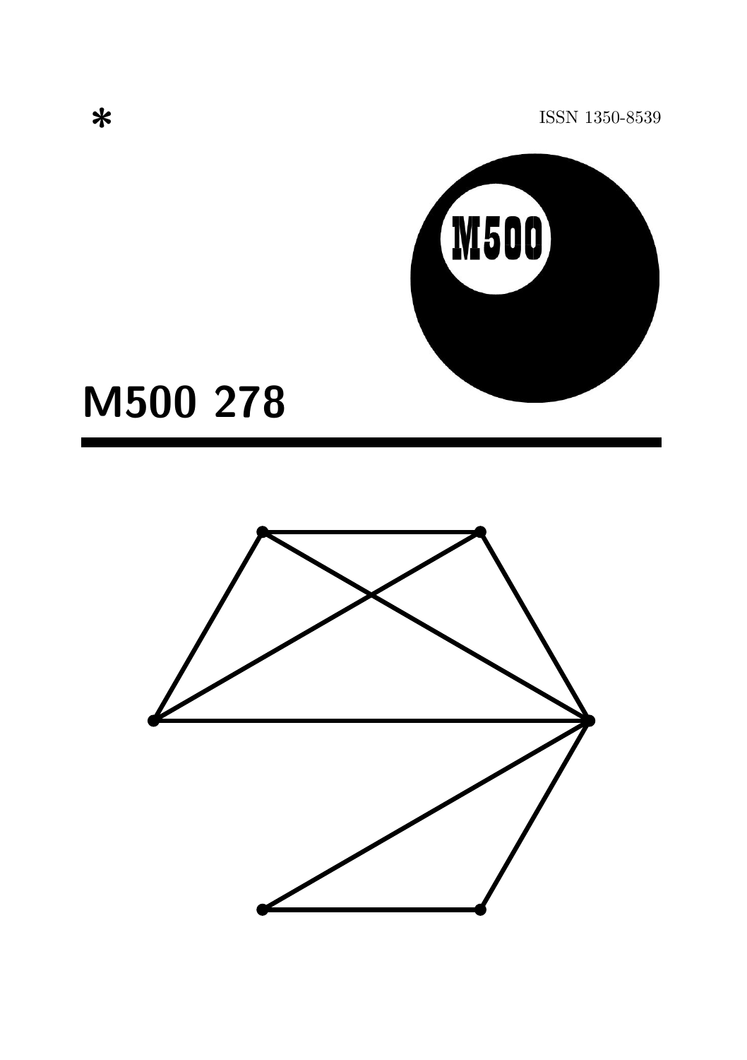*

ISSN 1350-8539

# M500 278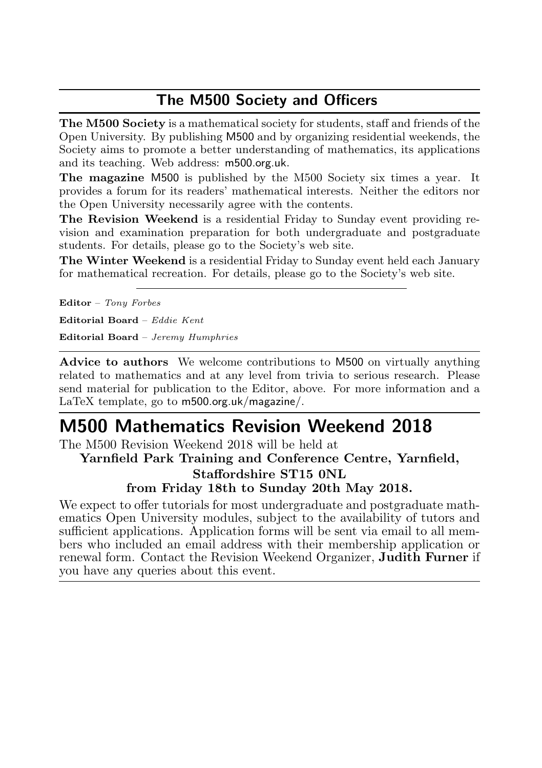## The M500 Society and Officers

**The M500 Society** is a mathematical society for students, staff and friends of the Open University. By publishing M500 and by organizing residential weekends, the Society aims to promote a better understanding of mathematics, its applications and its teaching. Web address: m500.org.uk.

**The magazine** M500 is published by the M500 Society six times a year. It provides a forum for its readers' mathematical interests. Neither the editors nor the Open University necessarily agree with the contents.

**The Revision Weekend** is a residential Friday to Sunday event providing revision and examination preparation for both undergraduate and postgraduate students. For details, please go to the Society's web site.

**The Winter Weekend** is a residential Friday to Sunday event held each January for mathematical recreation. For details, please go to the Society's web site.

---

**Editor** – *Tony Forbes*

**Editorial Board** – *Eddie Kent*

**Editorial Board** – *Jeremy Humphries*

---

**Advice to authors** We welcome contributions to M500 on virtually anything related to mathematics and at any level from trivia to serious research. Please send material for publication to the Editor, above. For more information and a LaTeX template, go to m500.org.uk/magazine/.

# M500 Mathematics Revision Weekend 2018

The M500 Revision Weekend 2018 will be held at

**Yarnfield Park Training and Conference Centre, Yarnfield, Staffordshire ST15 0NL**

**from Friday 18th to Sunday 20th May 2018.**

We expect to offer tutorials for most undergraduate and postgraduate mathematics Open University modules, subject to the availability of tutors and sufficient applications. Application forms will be sent via email to all members who included an email address with their membership application or renewal form. Contact the Revision Weekend Organizer, **Judith Furner** if you have any queries about this event.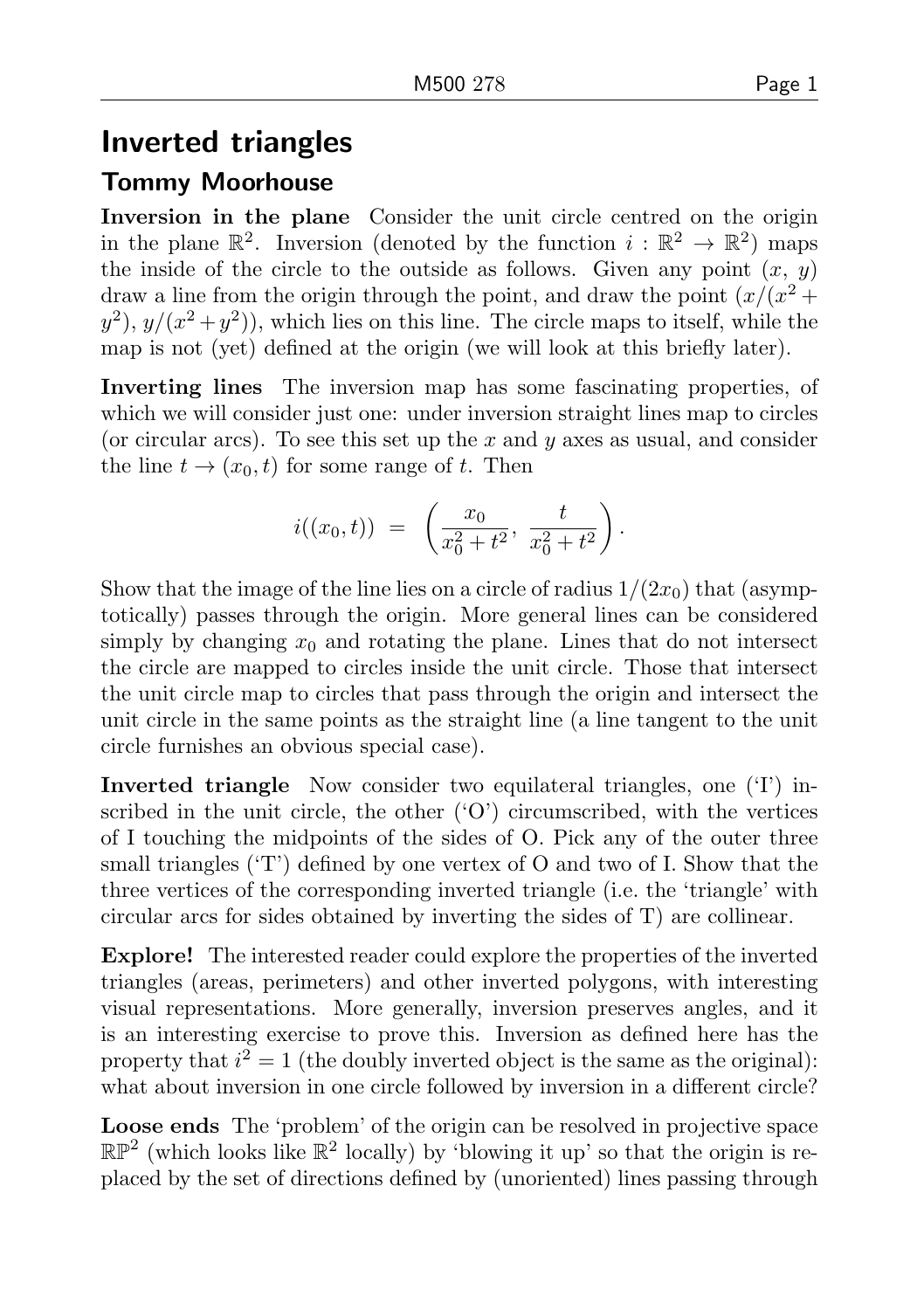## Inverted triangles

### Tommy Moorhouse

**Inversion in the plane** Consider the unit circle centred on the origin in the plane $\mathbb{R}^2$. Inversion (denoted by the function $i : \mathbb{R}^2 \to \mathbb{R}^2$) maps the inside of the circle to the outside as follows. Given any point $(x,\, y)$ draw a line from the origin through the point, and draw the point $(x/(x^2 + y^2),\, y/(x^2 + y^2))$, which lies on this line. The circle maps to itself, while the map is not (yet) defined at the origin (we will look at this briefly later).

**Inverting lines** The inversion map has some fascinating properties, of which we will consider just one: under inversion straight lines map to circles (or circular arcs). To see this set up the $x$ and $y$ axes as usual, and consider the line $t \to (x_0, t)$ for some range of $t$. Then

$$i((x_0, t)) \;=\; \left( \frac{x_0}{x_0^2 + t^2},\; \frac{t}{x_0^2 + t^2} \right).$$

Show that the image of the line lies on a circle of radius $1/(2x_0)$ that (asymptotically) passes through the origin. More general lines can be considered simply by changing $x_0$ and rotating the plane. Lines that do not intersect the circle are mapped to circles inside the unit circle. Those that intersect the unit circle map to circles that pass through the origin and intersect the unit circle in the same points as the straight line (a line tangent to the unit circle furnishes an obvious special case).

**Inverted triangle** Now consider two equilateral triangles, one ('I') inscribed in the unit circle, the other ('O') circumscribed, with the vertices of I touching the midpoints of the sides of O. Pick any of the outer three small triangles ('T') defined by one vertex of O and two of I. Show that the three vertices of the corresponding inverted triangle (i.e. the 'triangle' with circular arcs for sides obtained by inverting the sides of T) are collinear.

**Explore!** The interested reader could explore the properties of the inverted triangles (areas, perimeters) and other inverted polygons, with interesting visual representations. More generally, inversion preserves angles, and it is an interesting exercise to prove this. Inversion as defined here has the property that $i^2 = 1$ (the doubly inverted object is the same as the original): what about inversion in one circle followed by inversion in a different circle?

**Loose ends** The 'problem' of the origin can be resolved in projective space $\mathbb{RP}^2$ (which looks like $\mathbb{R}^2$ locally) by 'blowing it up' so that the origin is replaced by the set of directions defined by (unoriented) lines passing through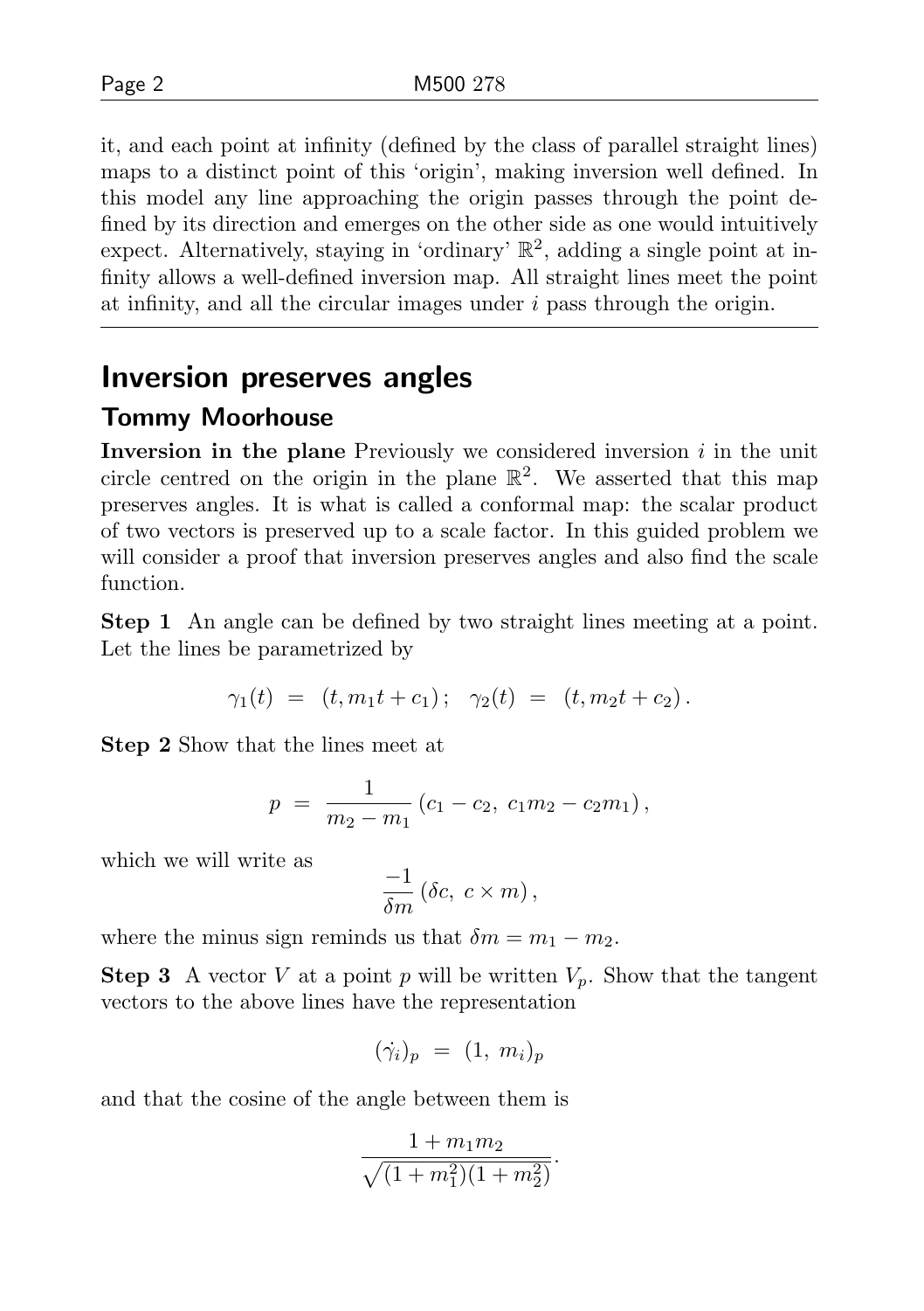it, and each point at infinity (defined by the class of parallel straight lines) maps to a distinct point of this 'origin', making inversion well defined. In this model any line approaching the origin passes through the point defined by its direction and emerges on the other side as one would intuitively expect. Alternatively, staying in 'ordinary' $\mathbb{R}^2$, adding a single point at infinity allows a well-defined inversion map. All straight lines meet the point at infinity, and all the circular images under $i$ pass through the origin.

---

# Inversion preserves angles

## Tommy Moorhouse

**Inversion in the plane** Previously we considered inversion $i$ in the unit circle centred on the origin in the plane $\mathbb{R}^2$. We asserted that this map preserves angles. It is what is called a conformal map: the scalar product of two vectors is preserved up to a scale factor. In this guided problem we will consider a proof that inversion preserves angles and also find the scale function.

**Step 1** An angle can be defined by two straight lines meeting at a point. Let the lines be parametrized by

$$\gamma_1(t) \;=\; (t, m_1 t + c_1)\,; \quad \gamma_2(t) \;=\; (t, m_2 t + c_2)\,.$$

**Step 2** Show that the lines meet at

$$p \;=\; \frac{1}{m_2 - m_1}\,(c_1 - c_2,\; c_1 m_2 - c_2 m_1)\,,$$

which we will write as

$$\frac{-1}{\delta m}\,(\delta c,\; c \times m)\,,$$

where the minus sign reminds us that $\delta m = m_1 - m_2$.

**Step 3** A vector $V$ at a point $p$ will be written $V_p$. Show that the tangent vectors to the above lines have the representation

$$(\dot{\gamma_i})_p \;=\; (1,\; m_i)_p$$

and that the cosine of the angle between them is

$$\frac{1 + m_1 m_2}{\sqrt{(1 + m_1^2)(1 + m_2^2)}}.$$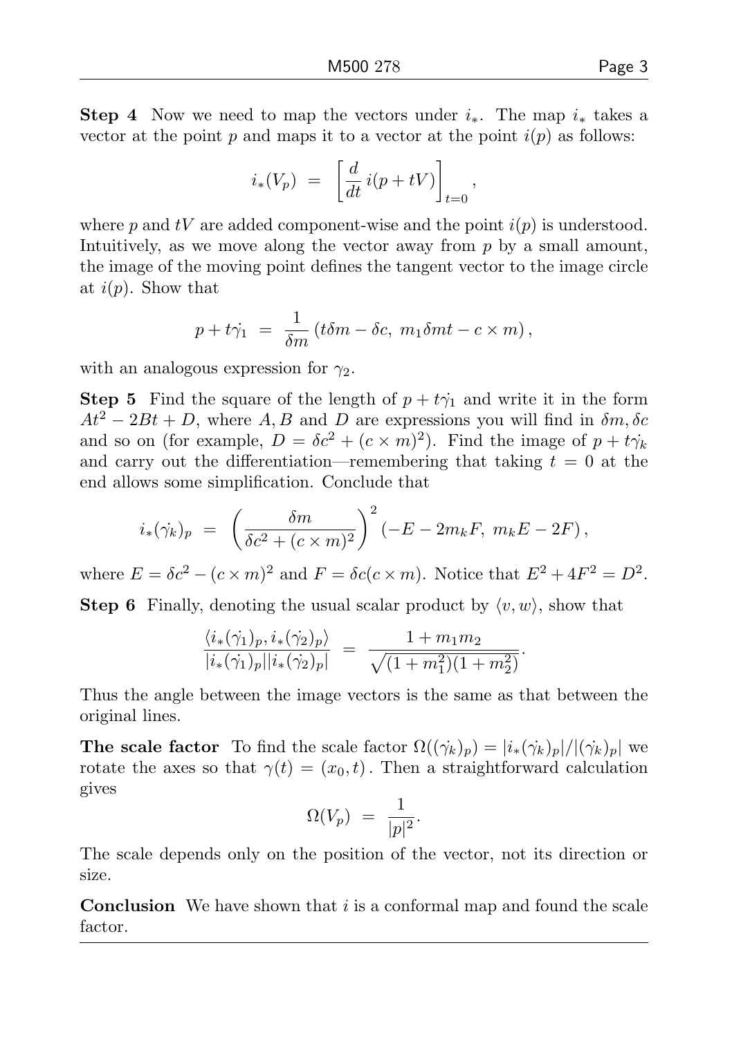**Step 4** Now we need to map the vectors under $i_*$. The map $i_*$ takes a vector at the point $p$ and maps it to a vector at the point $i(p)$ as follows:

$$i_*(V_p) \;=\; \left[\frac{d}{dt}\, i(p+tV)\right]_{t=0},$$

where $p$ and $tV$ are added component-wise and the point $i(p)$ is understood. Intuitively, as we move along the vector away from $p$ by a small amount, the image of the moving point defines the tangent vector to the image circle at $i(p)$. Show that

$$p + t\dot{\gamma_1} \;=\; \frac{1}{\delta m}\left(t\delta m - \delta c,\; m_1\delta m t - c\times m\right),$$

with an analogous expression for $\gamma_2$.

**Step 5** Find the square of the length of $p + t\dot{\gamma_1}$ and write it in the form $At^2 - 2Bt + D$, where $A, B$ and $D$ are expressions you will find in $\delta m, \delta c$ and so on (for example, $D = \delta c^2 + (c\times m)^2$). Find the image of $p + t\dot{\gamma_k}$ and carry out the differentiation—remembering that taking $t = 0$ at the end allows some simplification. Conclude that

$$i_*(\dot{\gamma_k})_p \;=\; \left(\frac{\delta m}{\delta c^2 + (c\times m)^2}\right)^2 \left(-E - 2m_k F,\; m_k E - 2F\right),$$

where $E = \delta c^2 - (c\times m)^2$ and $F = \delta c(c\times m)$. Notice that $E^2 + 4F^2 = D^2$.

**Step 6** Finally, denoting the usual scalar product by $\langle v, w\rangle$, show that

$$\frac{\langle i_*(\dot{\gamma_1})_p, i_*(\dot{\gamma_2})_p\rangle}{|i_*(\dot{\gamma_1})_p||i_*(\dot{\gamma_2})_p|} \;=\; \frac{1 + m_1 m_2}{\sqrt{(1+m_1^2)(1+m_2^2)}}.$$

Thus the angle between the image vectors is the same as that between the original lines.

**The scale factor** To find the scale factor $\Omega((\dot{\gamma_k})_p) = |i_*(\dot{\gamma_k})_p|/|(\dot{\gamma_k})_p|$ we rotate the axes so that $\gamma(t) = (x_0, t)$. Then a straightforward calculation gives

$$\Omega(V_p) \;=\; \frac{1}{|p|^2}.$$

The scale depends only on the position of the vector, not its direction or size.

**Conclusion** We have shown that $i$ is a conformal map and found the scale factor.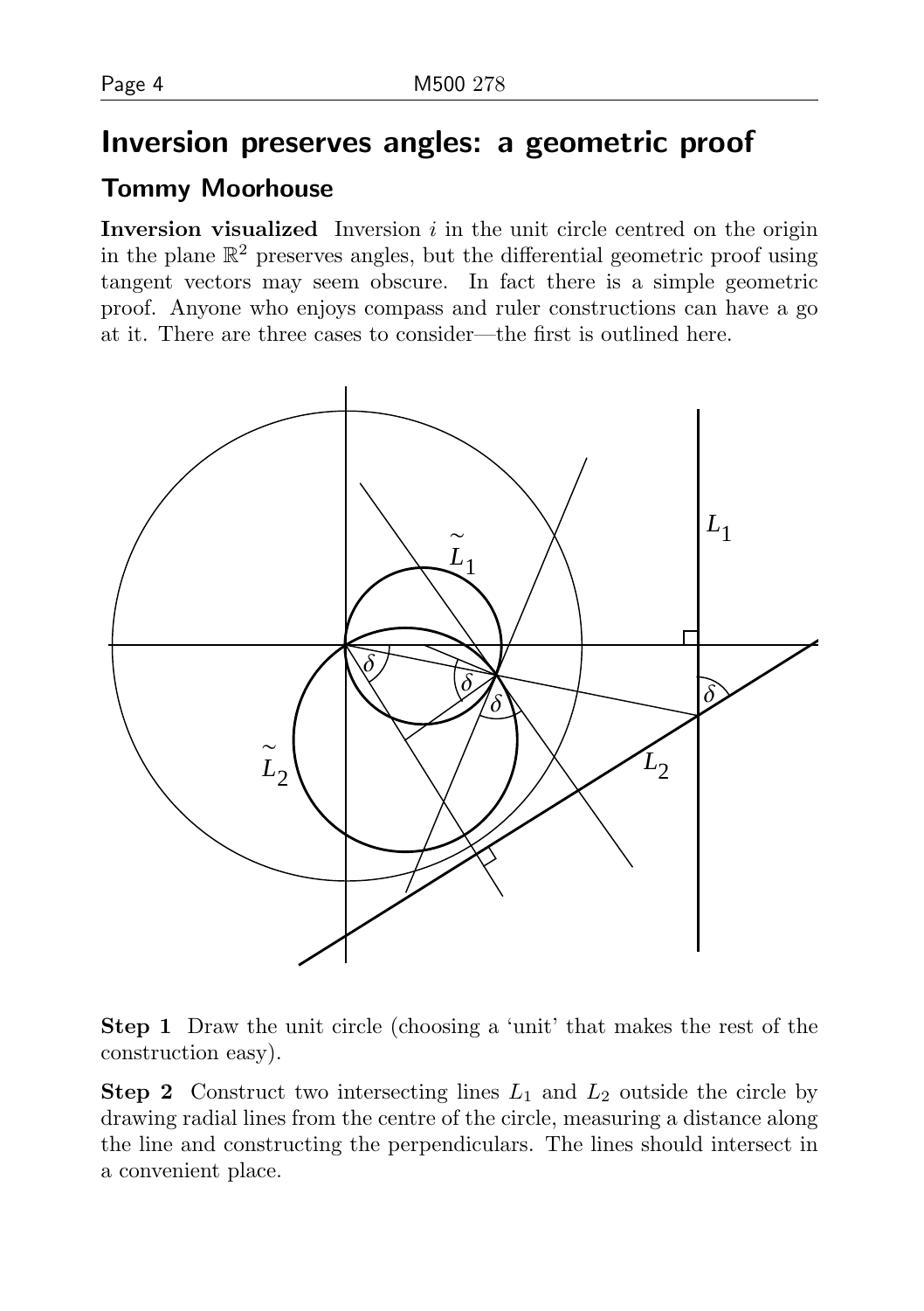# Inversion preserves angles: a geometric proof

## Tommy Moorhouse

**Inversion visualized** Inversion $i$ in the unit circle centred on the origin in the plane $\mathbb{R}^2$ preserves angles, but the differential geometric proof using tangent vectors may seem obscure. In fact there is a simple geometric proof. Anyone who enjoys compass and ruler constructions can have a go at it. There are three cases to consider—the first is outlined here.

**Step 1** Draw the unit circle (choosing a 'unit' that makes the rest of the construction easy).

**Step 2** Construct two intersecting lines $L_1$ and $L_2$ outside the circle by drawing radial lines from the centre of the circle, measuring a distance along the line and constructing the perpendiculars. The lines should intersect in a convenient place.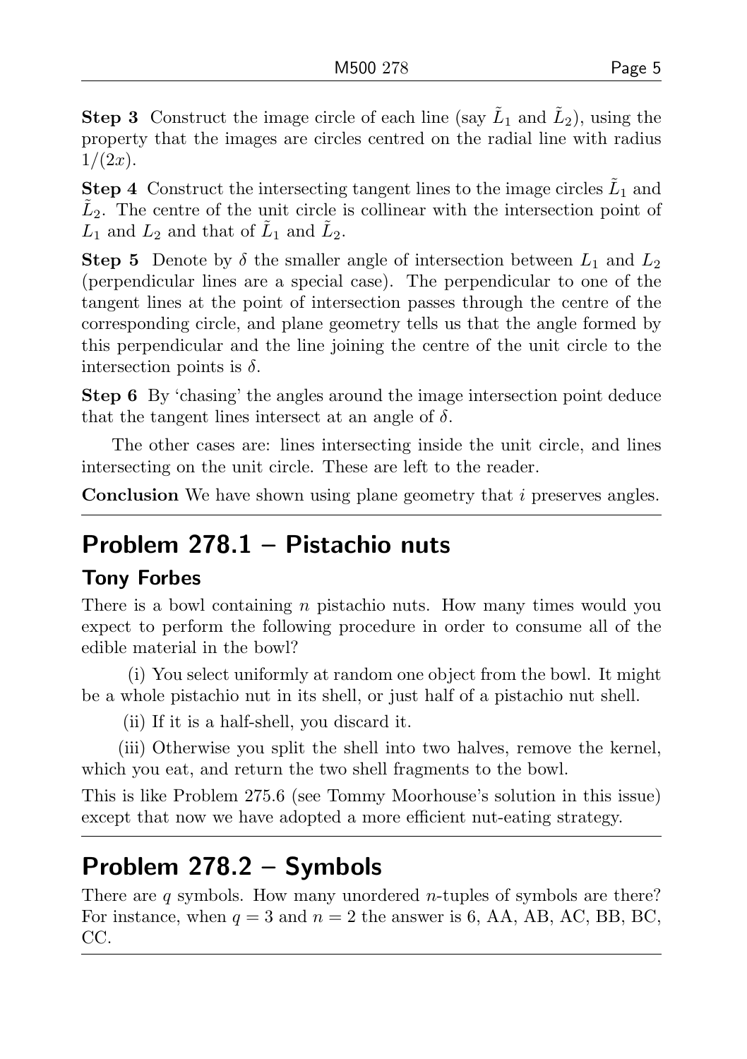**Step 3** Construct the image circle of each line (say $\tilde{L}_1$ and $\tilde{L}_2$), using the property that the images are circles centred on the radial line with radius $1/(2x)$.

**Step 4** Construct the intersecting tangent lines to the image circles $\tilde{L}_1$ and $\tilde{L}_2$. The centre of the unit circle is collinear with the intersection point of $L_1$ and $L_2$ and that of $\tilde{L}_1$ and $\tilde{L}_2$.

**Step 5** Denote by $\delta$ the smaller angle of intersection between $L_1$ and $L_2$ (perpendicular lines are a special case). The perpendicular to one of the tangent lines at the point of intersection passes through the centre of the corresponding circle, and plane geometry tells us that the angle formed by this perpendicular and the line joining the centre of the unit circle to the intersection points is $\delta$.

**Step 6** By 'chasing' the angles around the image intersection point deduce that the tangent lines intersect at an angle of $\delta$.

The other cases are: lines intersecting inside the unit circle, and lines intersecting on the unit circle. These are left to the reader.

**Conclusion** We have shown using plane geometry that $i$ preserves angles.

## Problem 278.1 – Pistachio nuts

### Tony Forbes

There is a bowl containing $n$ pistachio nuts. How many times would you expect to perform the following procedure in order to consume all of the edible material in the bowl?

(i) You select uniformly at random one object from the bowl. It might be a whole pistachio nut in its shell, or just half of a pistachio nut shell.

(ii) If it is a half-shell, you discard it.

(iii) Otherwise you split the shell into two halves, remove the kernel, which you eat, and return the two shell fragments to the bowl.

This is like Problem 275.6 (see Tommy Moorhouse's solution in this issue) except that now we have adopted a more efficient nut-eating strategy.

## Problem 278.2 – Symbols

There are $q$ symbols. How many unordered $n$-tuples of symbols are there? For instance, when $q = 3$ and $n = 2$ the answer is 6, AA, AB, AC, BB, BC, CC.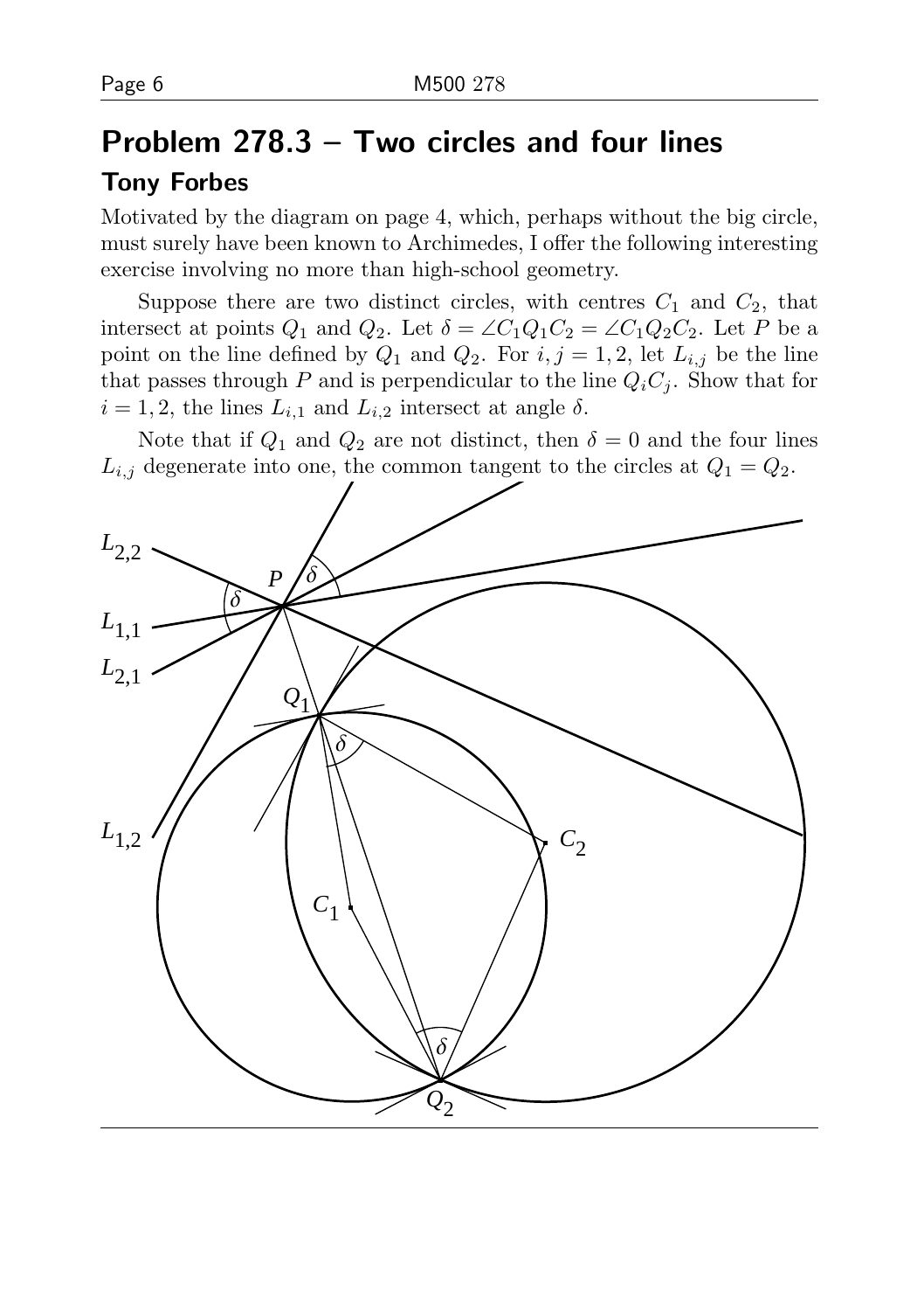## Problem 278.3 – Two circles and four lines

### Tony Forbes

Motivated by the diagram on page 4, which, perhaps without the big circle, must surely have been known to Archimedes, I offer the following interesting exercise involving no more than high-school geometry.

Suppose there are two distinct circles, with centres $C_1$ and $C_2$, that intersect at points $Q_1$ and $Q_2$. Let $\delta = \angle C_1 Q_1 C_2 = \angle C_1 Q_2 C_2$. Let $P$ be a point on the line defined by $Q_1$ and $Q_2$. For $i, j = 1, 2$, let $L_{i,j}$ be the line that passes through $P$ and is perpendicular to the line $Q_i C_j$. Show that for $i = 1, 2$, the lines $L_{i,1}$ and $L_{i,2}$ intersect at angle $\delta$.

Note that if $Q_1$ and $Q_2$ are not distinct, then $\delta = 0$ and the four lines $L_{i,j}$ degenerate into one, the common tangent to the circles at $Q_1 = Q_2$.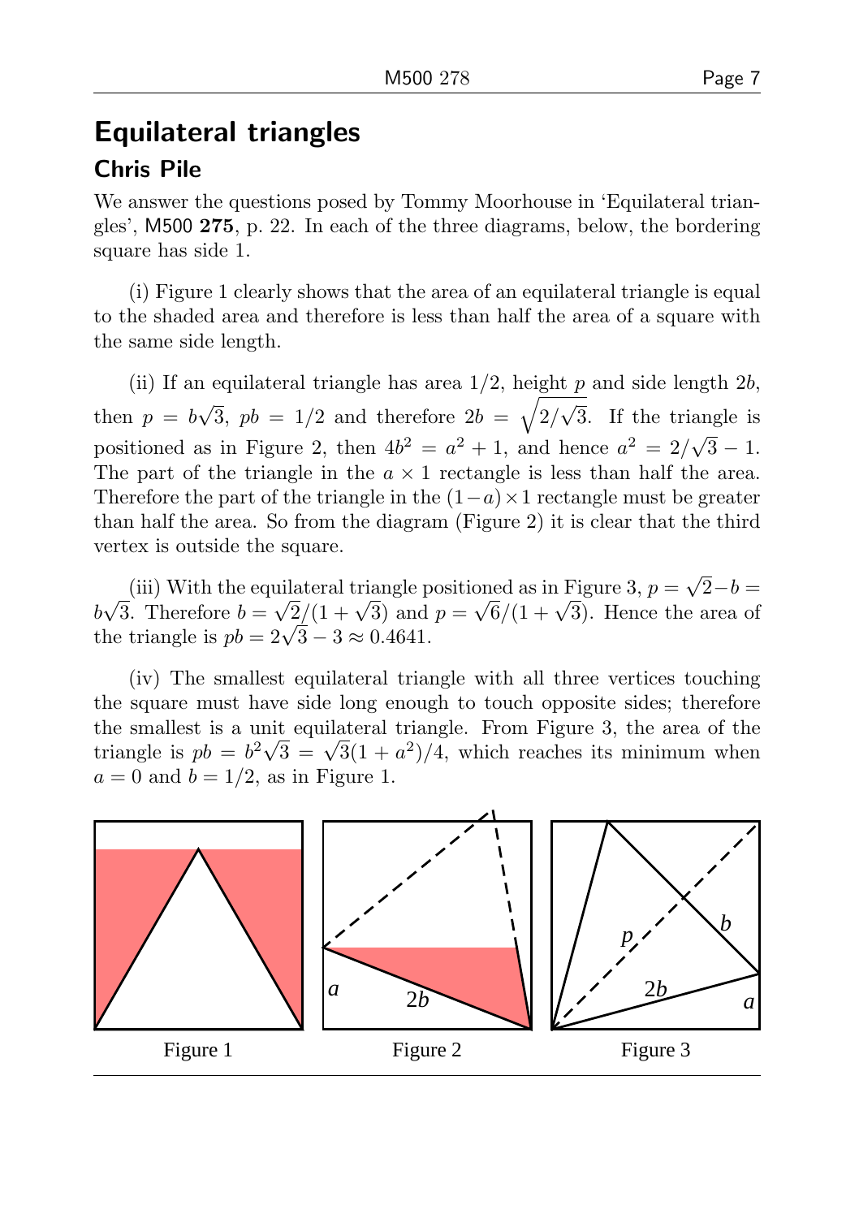## Equilateral triangles

### Chris Pile

We answer the questions posed by Tommy Moorhouse in 'Equilateral triangles', M500 **275**, p. 22. In each of the three diagrams, below, the bordering square has side 1.

(i) Figure 1 clearly shows that the area of an equilateral triangle is equal to the shaded area and therefore is less than half the area of a square with the same side length.

(ii) If an equilateral triangle has area $1/2$, height $p$ and side length $2b$, then $p = b\sqrt{3}$, $pb = 1/2$ and therefore $2b = \sqrt{2/\sqrt{3}}$. If the triangle is positioned as in Figure 2, then $4b^2 = a^2 + 1$, and hence $a^2 = 2/\sqrt{3} - 1$. The part of the triangle in the $a \times 1$ rectangle is less than half the area. Therefore the part of the triangle in the $(1-a) \times 1$ rectangle must be greater than half the area. So from the diagram (Figure 2) it is clear that the third vertex is outside the square.

(iii) With the equilateral triangle positioned as in Figure 3, $p = \sqrt{2} - b = b\sqrt{3}$. Therefore $b = \sqrt{2}/(1+\sqrt{3})$ and $p = \sqrt{6}/(1+\sqrt{3})$. Hence the area of the triangle is $pb = 2\sqrt{3} - 3 \approx 0.4641$.

(iv) The smallest equilateral triangle with all three vertices touching the square must have side long enough to touch opposite sides; therefore the smallest is a unit equilateral triangle. From Figure 3, the area of the triangle is $pb = b^2\sqrt{3} = \sqrt{3}(1+a^2)/4$, which reaches its minimum when $a = 0$ and $b = 1/2$, as in Figure 1.

Figure 1 Figure 2 Figure 3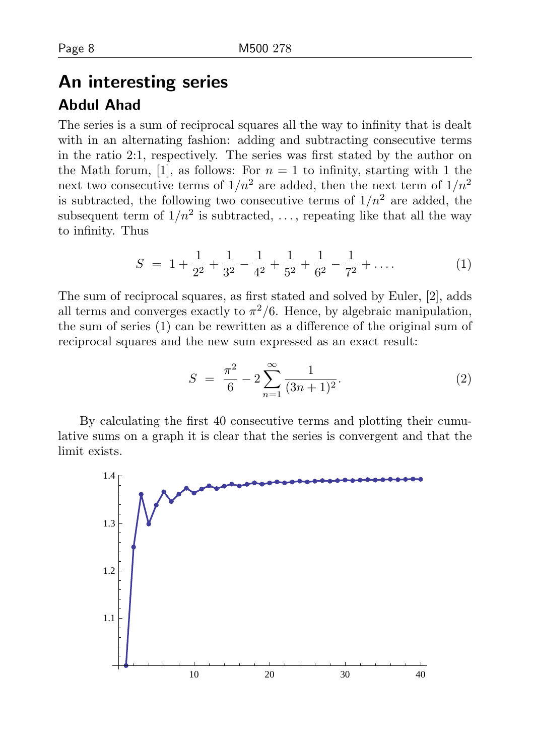## An interesting series

### Abdul Ahad

The series is a sum of reciprocal squares all the way to infinity that is dealt with in an alternating fashion: adding and subtracting consecutive terms in the ratio 2:1, respectively. The series was first stated by the author on the Math forum, [1], as follows: For $n = 1$ to infinity, starting with 1 the next two consecutive terms of $1/n^2$ are added, then the next term of $1/n^2$ is subtracted, the following two consecutive terms of $1/n^2$ are added, the subsequent term of $1/n^2$ is subtracted, ..., repeating like that all the way to infinity. Thus

$$S \;=\; 1 + \frac{1}{2^2} + \frac{1}{3^2} - \frac{1}{4^2} + \frac{1}{5^2} + \frac{1}{6^2} - \frac{1}{7^2} + \dots. \tag{1}$$

The sum of reciprocal squares, as first stated and solved by Euler, [2], adds all terms and converges exactly to $\pi^2/6$. Hence, by algebraic manipulation, the sum of series (1) can be rewritten as a difference of the original sum of reciprocal squares and the new sum expressed as an exact result:

$$S \;=\; \frac{\pi^2}{6} - 2\sum_{n=1}^{\infty}\frac{1}{(3n+1)^2}. \tag{2}$$

By calculating the first 40 consecutive terms and plotting their cumulative sums on a graph it is clear that the series is convergent and that the limit exists.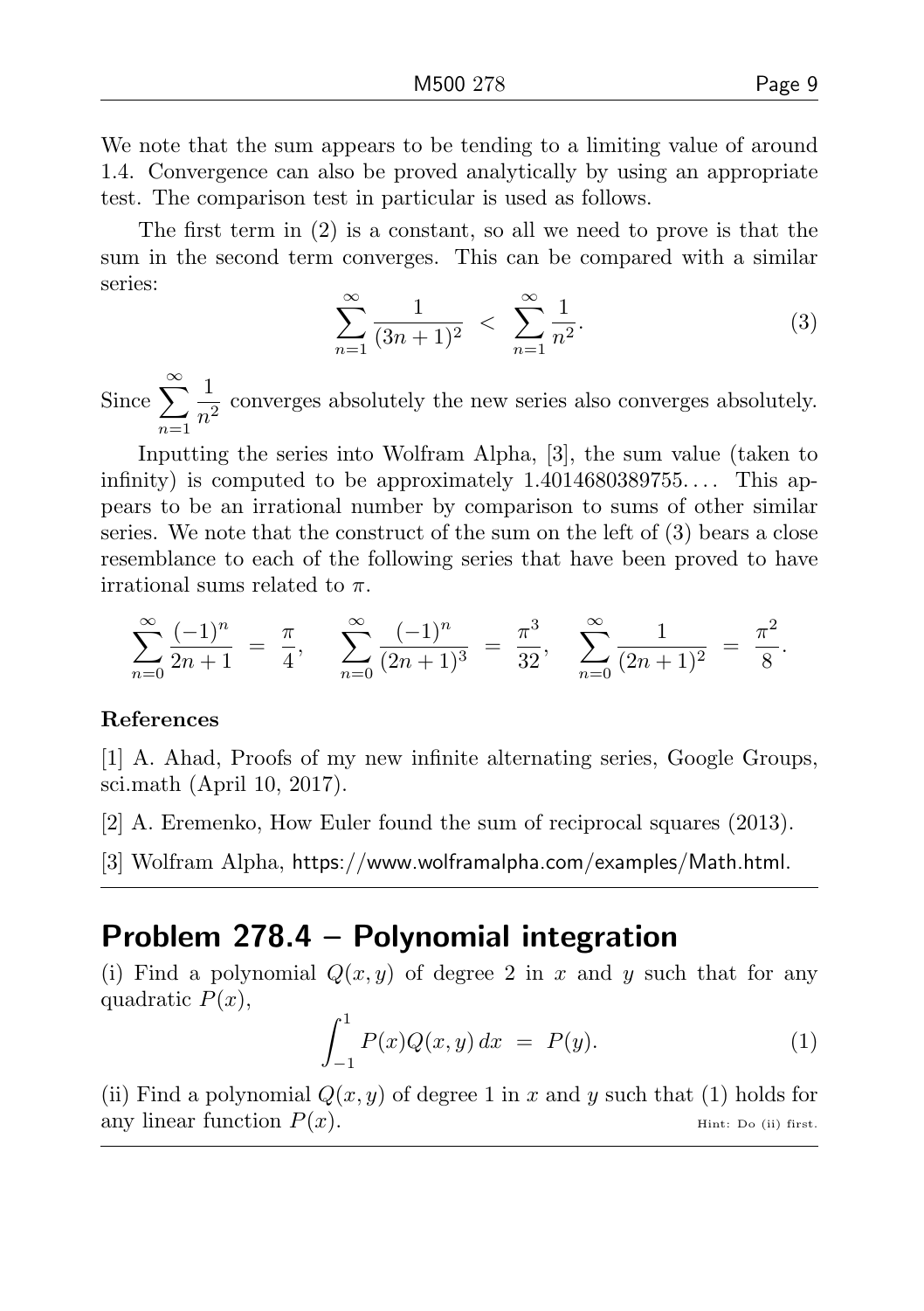We note that the sum appears to be tending to a limiting value of around 1.4. Convergence can also be proved analytically by using an appropriate test. The comparison test in particular is used as follows.

The first term in (2) is a constant, so all we need to prove is that the sum in the second term converges. This can be compared with a similar series:

$$\sum_{n=1}^{\infty} \frac{1}{(3n+1)^2} \;<\; \sum_{n=1}^{\infty} \frac{1}{n^2}. \tag{3}$$

Since $\displaystyle\sum_{n=1}^{\infty} \frac{1}{n^2}$ converges absolutely the new series also converges absolutely.

Inputting the series into Wolfram Alpha, [3], the sum value (taken to infinity) is computed to be approximately $1.4014680389755\ldots$. This appears to be an irrational number by comparison to sums of other similar series. We note that the construct of the sum on the left of (3) bears a close resemblance to each of the following series that have been proved to have irrational sums related to $\pi$.

$$\sum_{n=0}^{\infty} \frac{(-1)^n}{2n+1} \;=\; \frac{\pi}{4}, \quad \sum_{n=0}^{\infty} \frac{(-1)^n}{(2n+1)^3} \;=\; \frac{\pi^3}{32}, \quad \sum_{n=0}^{\infty} \frac{1}{(2n+1)^2} \;=\; \frac{\pi^2}{8}.$$

**References**

[1] A. Ahad, Proofs of my new infinite alternating series, Google Groups, sci.math (April 10, 2017).

[2] A. Eremenko, How Euler found the sum of reciprocal squares (2013).

[3] Wolfram Alpha, https://www.wolframalpha.com/examples/Math.html.

## Problem 278.4 – Polynomial integration

(i) Find a polynomial $Q(x, y)$ of degree 2 in $x$ and $y$ such that for any quadratic $P(x)$,

$$\int_{-1}^{1} P(x)Q(x,y)\,dx \;=\; P(y). \tag{1}$$

(ii) Find a polynomial $Q(x, y)$ of degree 1 in $x$ and $y$ such that (1) holds for any linear function $P(x)$. Hint: Do (ii) first.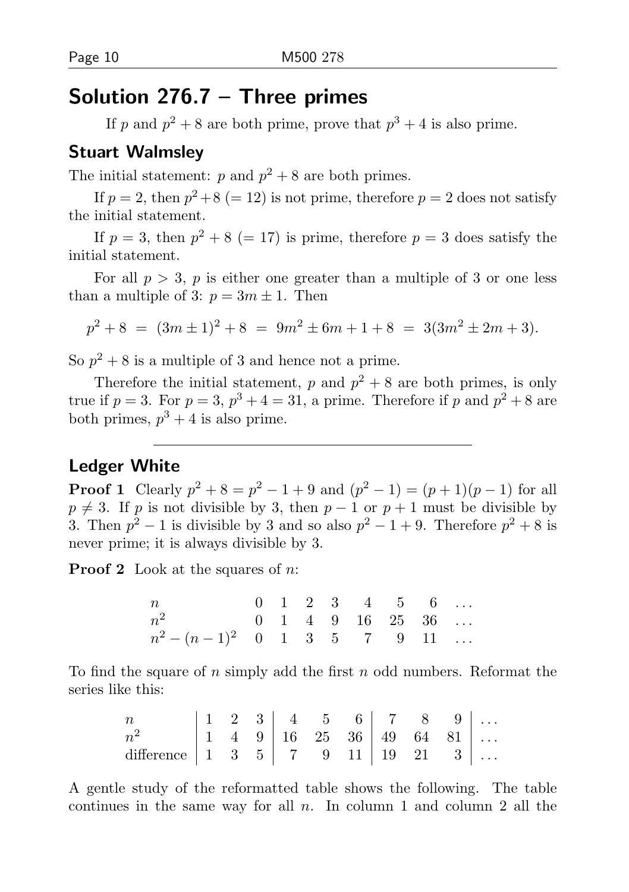# Solution 276.7 – Three primes

If $p$ and $p^2 + 8$ are both prime, prove that $p^3 + 4$ is also prime.

## Stuart Walmsley

The initial statement: $p$ and $p^2 + 8$ are both primes.

If $p = 2$, then $p^2 + 8$ ($= 12$) is not prime, therefore $p = 2$ does not satisfy the initial statement.

If $p = 3$, then $p^2 + 8$ ($= 17$) is prime, therefore $p = 3$ does satisfy the initial statement.

For all $p > 3$, $p$ is either one greater than a multiple of 3 or one less than a multiple of 3: $p = 3m \pm 1$. Then

$$p^2 + 8 \;=\; (3m \pm 1)^2 + 8 \;=\; 9m^2 \pm 6m + 1 + 8 \;=\; 3(3m^2 \pm 2m + 3).$$

So $p^2 + 8$ is a multiple of 3 and hence not a prime.

Therefore the initial statement, $p$ and $p^2 + 8$ are both primes, is only true if $p = 3$. For $p = 3$, $p^3 + 4 = 31$, a prime. Therefore if $p$ and $p^2 + 8$ are both primes, $p^3 + 4$ is also prime.

---

## Ledger White

**Proof 1** Clearly $p^2 + 8 = p^2 - 1 + 9$ and $(p^2 - 1) = (p + 1)(p - 1)$ for all $p \neq 3$. If $p$ is not divisible by 3, then $p - 1$ or $p + 1$ must be divisible by 3. Then $p^2 - 1$ is divisible by 3 and so also $p^2 - 1 + 9$. Therefore $p^2 + 8$ is never prime; it is always divisible by 3.

**Proof 2** Look at the squares of $n$:

| $n$ | 0 | 1 | 2 | 3 | 4 | 5 | 6 | … |
|---|---|---|---|---|---|---|---|---|
| $n^2$ | 0 | 1 | 4 | 9 | 16 | 25 | 36 | … |
| $n^2 - (n-1)^2$ | 0 | 1 | 3 | 5 | 7 | 9 | 11 | … |

To find the square of $n$ simply add the first $n$ odd numbers. Reformat the series like this:

| $n$ | 1 | 2 | 3 | 4 | 5 | 6 | 7 | 8 | 9 | … |
|---|---|---|---|---|---|---|---|---|---|---|
| $n^2$ | 1 | 4 | 9 | 16 | 25 | 36 | 49 | 64 | 81 | … |
| difference | 1 | 3 | 5 | 7 | 9 | 11 | 19 | 21 | 3 | … |

A gentle study of the reformatted table shows the following. The table continues in the same way for all $n$. In column 1 and column 2 all the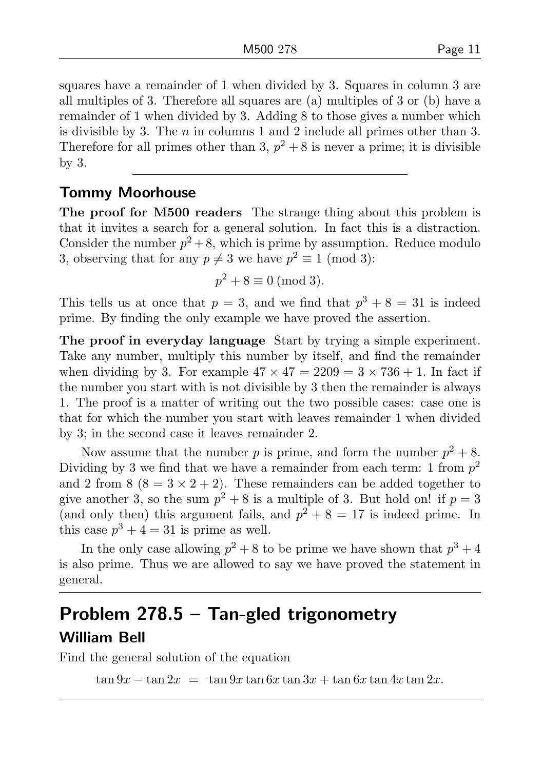squares have a remainder of 1 when divided by 3. Squares in column 3 are all multiples of 3. Therefore all squares are (a) multiples of 3 or (b) have a remainder of 1 when divided by 3. Adding 8 to those gives a number which is divisible by 3. The $n$ in columns 1 and 2 include all primes other than 3. Therefore for all primes other than 3, $p^2 + 8$ is never a prime; it is divisible by 3.

---

### Tommy Moorhouse

**The proof for M500 readers** The strange thing about this problem is that it invites a search for a general solution. In fact this is a distraction. Consider the number $p^2 + 8$, which is prime by assumption. Reduce modulo 3, observing that for any $p \neq 3$ we have $p^2 \equiv 1 \pmod 3$:

$$p^2 + 8 \equiv 0 \pmod 3.$$

This tells us at once that $p = 3$, and we find that $p^3 + 8 = 31$ is indeed prime. By finding the only example we have proved the assertion.

**The proof in everyday language** Start by trying a simple experiment. Take any number, multiply this number by itself, and find the remainder when dividing by 3. For example $47 \times 47 = 2209 = 3 \times 736 + 1$. In fact if the number you start with is not divisible by 3 then the remainder is always 1. The proof is a matter of writing out the two possible cases: case one is that for which the number you start with leaves remainder 1 when divided by 3; in the second case it leaves remainder 2.

Now assume that the number $p$ is prime, and form the number $p^2 + 8$. Dividing by 3 we find that we have a remainder from each term: 1 from $p^2$ and 2 from 8 ($8 = 3 \times 2 + 2$). These remainders can be added together to give another 3, so the sum $p^2 + 8$ is a multiple of 3. But hold on! if $p = 3$ (and only then) this argument fails, and $p^2 + 8 = 17$ is indeed prime. In this case $p^3 + 4 = 31$ is prime as well.

In the only case allowing $p^2 + 8$ to be prime we have shown that $p^3 + 4$ is also prime. Thus we are allowed to say we have proved the statement in general.

---

## Problem 278.5 – Tan-gled trigonometry

### William Bell

Find the general solution of the equation

$$\tan 9x - \tan 2x \;=\; \tan 9x \tan 6x \tan 3x + \tan 6x \tan 4x \tan 2x.$$

---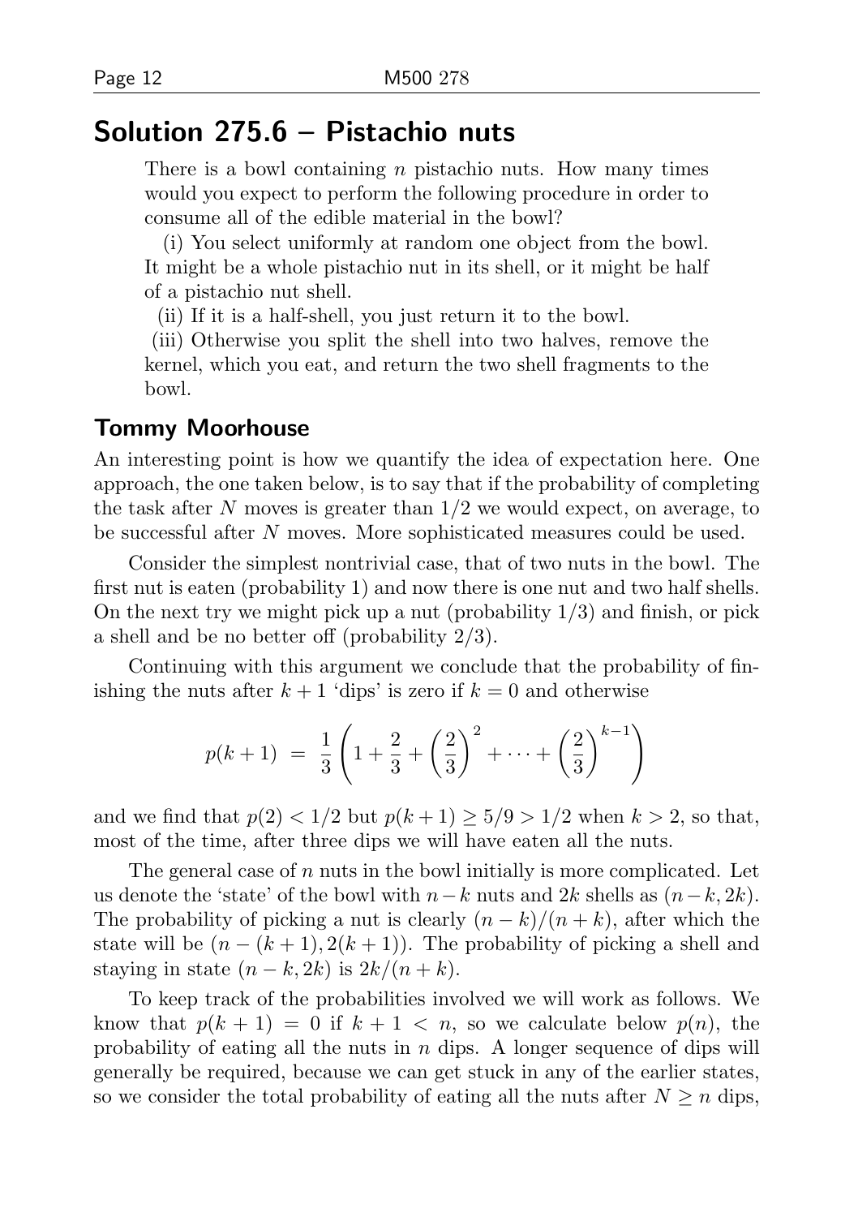# Solution 275.6 – Pistachio nuts

> There is a bowl containing $n$ pistachio nuts. How many times would you expect to perform the following procedure in order to consume all of the edible material in the bowl?
>
> (i) You select uniformly at random one object from the bowl. It might be a whole pistachio nut in its shell, or it might be half of a pistachio nut shell.
>
> (ii) If it is a half-shell, you just return it to the bowl.
>
> (iii) Otherwise you split the shell into two halves, remove the kernel, which you eat, and return the two shell fragments to the bowl.

## Tommy Moorhouse

An interesting point is how we quantify the idea of expectation here. One approach, the one taken below, is to say that if the probability of completing the task after $N$ moves is greater than $1/2$ we would expect, on average, to be successful after $N$ moves. More sophisticated measures could be used.

Consider the simplest nontrivial case, that of two nuts in the bowl. The first nut is eaten (probability 1) and now there is one nut and two half shells. On the next try we might pick up a nut (probability $1/3$) and finish, or pick a shell and be no better off (probability $2/3$).

Continuing with this argument we conclude that the probability of finishing the nuts after $k+1$ 'dips' is zero if $k=0$ and otherwise

$$p(k+1) \;=\; \frac{1}{3}\left(1+\frac{2}{3}+\left(\frac{2}{3}\right)^2+\cdots+\left(\frac{2}{3}\right)^{k-1}\right)$$

and we find that $p(2) < 1/2$ but $p(k+1) \geq 5/9 > 1/2$ when $k > 2$, so that, most of the time, after three dips we will have eaten all the nuts.

The general case of $n$ nuts in the bowl initially is more complicated. Let us denote the 'state' of the bowl with $n-k$ nuts and $2k$ shells as $(n-k, 2k)$. The probability of picking a nut is clearly $(n-k)/(n+k)$, after which the state will be $(n-(k+1), 2(k+1))$. The probability of picking a shell and staying in state $(n-k, 2k)$ is $2k/(n+k)$.

To keep track of the probabilities involved we will work as follows. We know that $p(k+1) = 0$ if $k+1 < n$, so we calculate below $p(n)$, the probability of eating all the nuts in $n$ dips. A longer sequence of dips will generally be required, because we can get stuck in any of the earlier states, so we consider the total probability of eating all the nuts after $N \geq n$ dips,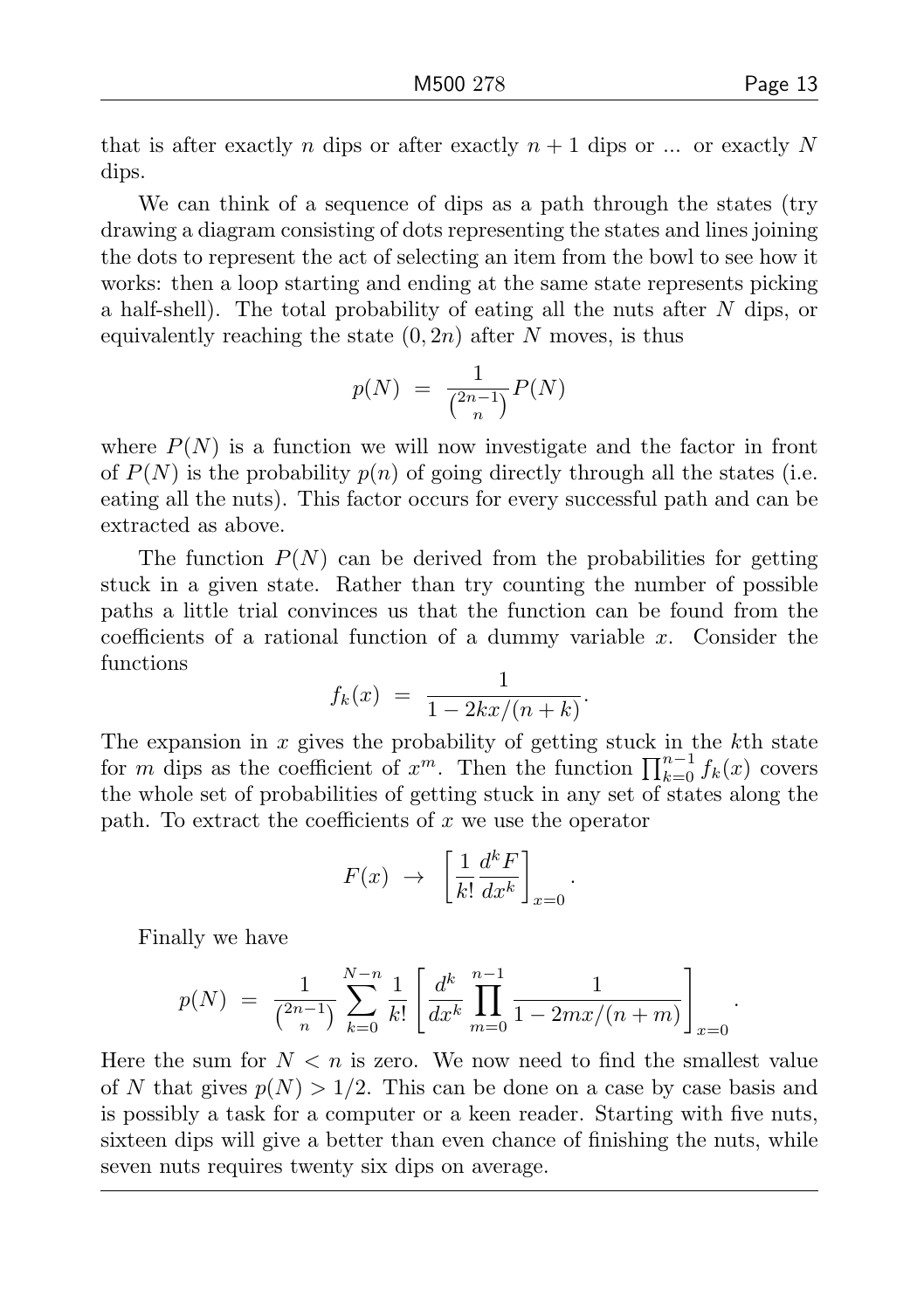that is after exactly $n$ dips or after exactly $n+1$ dips or ... or exactly $N$ dips.

We can think of a sequence of dips as a path through the states (try drawing a diagram consisting of dots representing the states and lines joining the dots to represent the act of selecting an item from the bowl to see how it works: then a loop starting and ending at the same state represents picking a half-shell). The total probability of eating all the nuts after $N$ dips, or equivalently reaching the state $(0, 2n)$ after $N$ moves, is thus

$$p(N) \;=\; \frac{1}{\binom{2n-1}{n}} P(N)$$

where $P(N)$ is a function we will now investigate and the factor in front of $P(N)$ is the probability $p(n)$ of going directly through all the states (i.e. eating all the nuts). This factor occurs for every successful path and can be extracted as above.

The function $P(N)$ can be derived from the probabilities for getting stuck in a given state. Rather than try counting the number of possible paths a little trial convinces us that the function can be found from the coefficients of a rational function of a dummy variable $x$. Consider the functions

$$f_k(x) \;=\; \frac{1}{1 - 2kx/(n+k)}.$$

The expansion in $x$ gives the probability of getting stuck in the $k$th state for $m$ dips as the coefficient of $x^m$. Then the function $\prod_{k=0}^{n-1} f_k(x)$ covers the whole set of probabilities of getting stuck in any set of states along the path. To extract the coefficients of $x$ we use the operator

$$F(x) \;\to\; \left[\frac{1}{k!}\frac{d^k F}{dx^k}\right]_{x=0}.$$

Finally we have

$$p(N) \;=\; \frac{1}{\binom{2n-1}{n}} \sum_{k=0}^{N-n} \frac{1}{k!}\left[\frac{d^k}{dx^k}\prod_{m=0}^{n-1}\frac{1}{1-2mx/(n+m)}\right]_{x=0}.$$

Here the sum for $N < n$ is zero. We now need to find the smallest value of $N$ that gives $p(N) > 1/2$. This can be done on a case by case basis and is possibly a task for a computer or a keen reader. Starting with five nuts, sixteen dips will give a better than even chance of finishing the nuts, while seven nuts requires twenty six dips on average.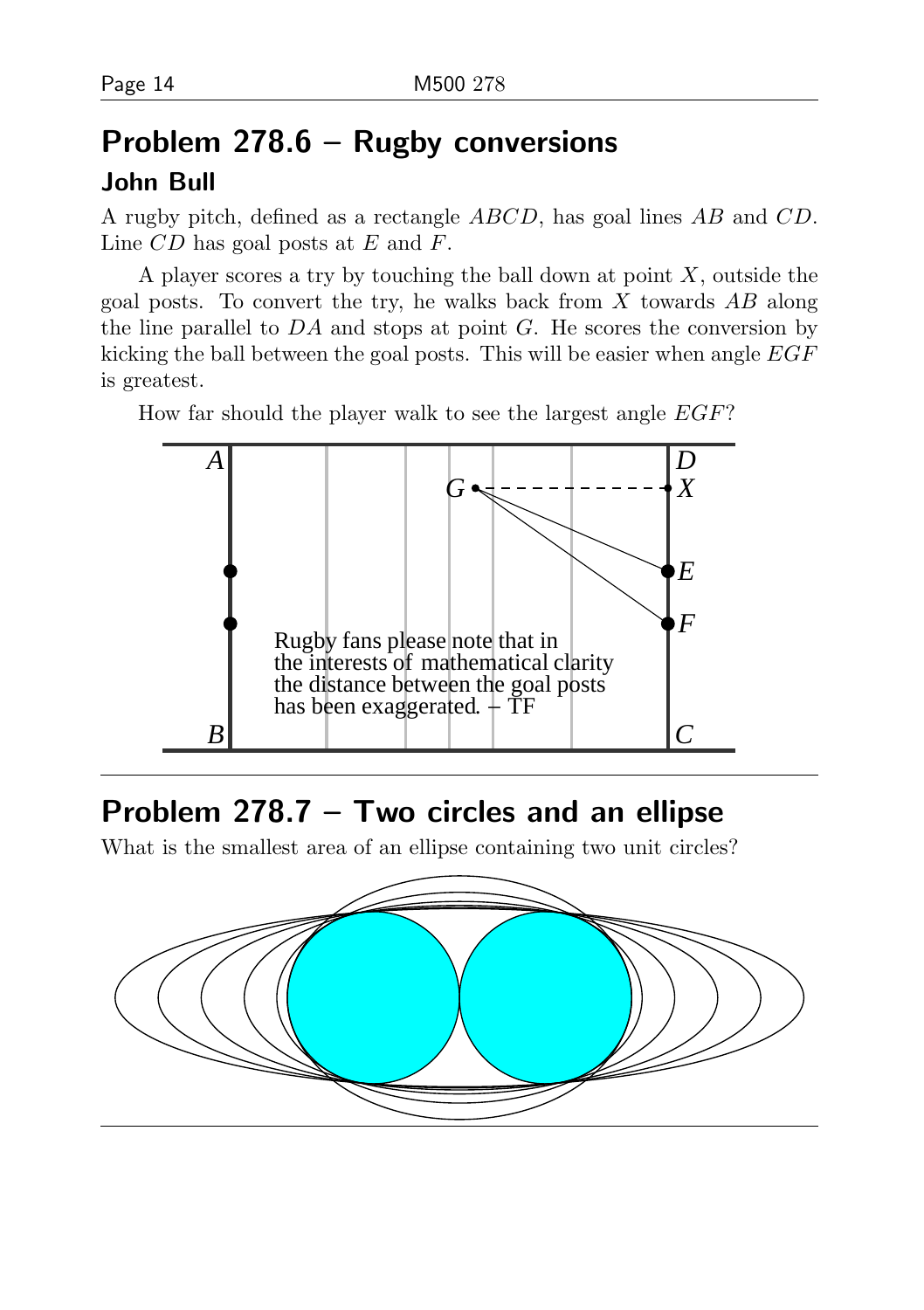## Problem 278.6 – Rugby conversions

### John Bull

A rugby pitch, defined as a rectangle $ABCD$, has goal lines $AB$ and $CD$. Line $CD$ has goal posts at $E$ and $F$.

A player scores a try by touching the ball down at point $X$, outside the goal posts. To convert the try, he walks back from $X$ towards $AB$ along the line parallel to $DA$ and stops at point $G$. He scores the conversion by kicking the ball between the goal posts. This will be easier when angle $EGF$ is greatest.

How far should the player walk to see the largest angle $EGF$?

Rugby fans please note that in the interests of mathematical clarity the distance between the goal posts has been exaggerated. – TF

---

## Problem 278.7 – Two circles and an ellipse

What is the smallest area of an ellipse containing two unit circles?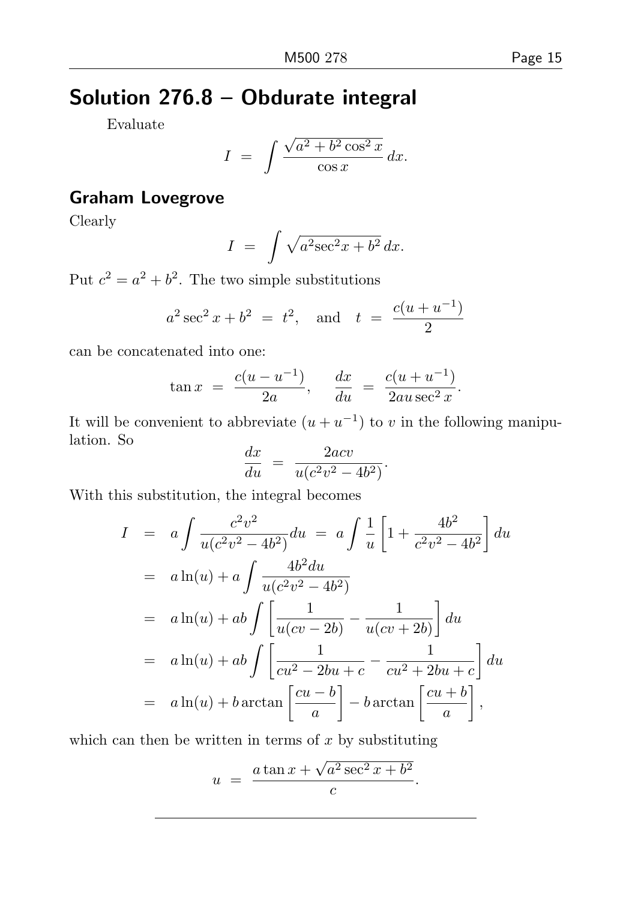# Solution 276.8 – Obdurate integral

Evaluate

$$I \;=\; \int \frac{\sqrt{a^2 + b^2\cos^2 x}}{\cos x}\, dx.$$

## Graham Lovegrove

Clearly

$$I \;=\; \int \sqrt{a^2 \sec^2 x + b^2}\, dx.$$

Put $c^2 = a^2 + b^2$. The two simple substitutions

$$a^2 \sec^2 x + b^2 \;=\; t^2, \quad \text{and} \quad t \;=\; \frac{c(u + u^{-1})}{2}$$

can be concatenated into one:

$$\tan x \;=\; \frac{c(u - u^{-1})}{2a}, \qquad \frac{dx}{du} \;=\; \frac{c(u + u^{-1})}{2au\sec^2 x}.$$

It will be convenient to abbreviate $(u + u^{-1})$ to $v$ in the following manipulation. So

$$\frac{dx}{du} \;=\; \frac{2acv}{u(c^2v^2 - 4b^2)}.$$

With this substitution, the integral becomes

$$\begin{aligned}
I \;&=\; a\int \frac{c^2v^2}{u(c^2v^2 - 4b^2)}du \;=\; a\int \frac{1}{u}\left[1 + \frac{4b^2}{c^2v^2 - 4b^2}\right]du \\
&=\; a\ln(u) + a\int \frac{4b^2 du}{u(c^2v^2 - 4b^2)} \\
&=\; a\ln(u) + ab\int \left[\frac{1}{u(cv - 2b)} - \frac{1}{u(cv + 2b)}\right]du \\
&=\; a\ln(u) + ab\int \left[\frac{1}{cu^2 - 2bu + c} - \frac{1}{cu^2 + 2bu + c}\right]du \\
&=\; a\ln(u) + b\arctan\left[\frac{cu - b}{a}\right] - b\arctan\left[\frac{cu + b}{a}\right],
\end{aligned}$$

which can then be written in terms of $x$ by substituting

$$u \;=\; \frac{a\tan x + \sqrt{a^2\sec^2 x + b^2}}{c}.$$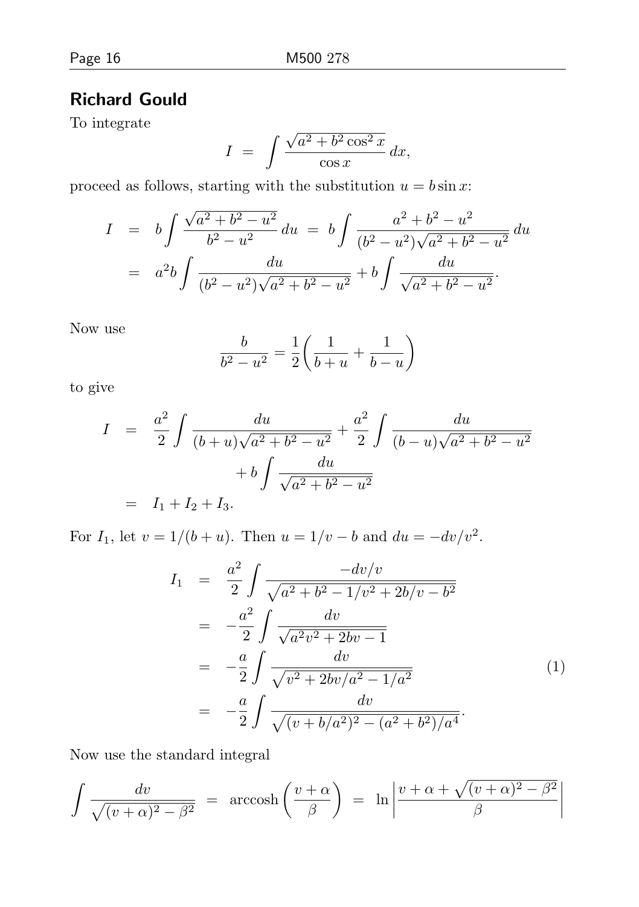## Richard Gould

To integrate

$$I \;=\; \int \frac{\sqrt{a^2+b^2\cos^2 x}}{\cos x}\,dx,$$

proceed as follows, starting with the substitution $u = b\sin x$:

$$\begin{aligned}
I &= b\int \frac{\sqrt{a^2+b^2-u^2}}{b^2-u^2}\,du \;=\; b\int \frac{a^2+b^2-u^2}{(b^2-u^2)\sqrt{a^2+b^2-u^2}}\,du \\
&= a^2 b\int \frac{du}{(b^2-u^2)\sqrt{a^2+b^2-u^2}} + b\int \frac{du}{\sqrt{a^2+b^2-u^2}}.
\end{aligned}$$

Now use

$$\frac{b}{b^2-u^2} = \frac{1}{2}\left(\frac{1}{b+u}+\frac{1}{b-u}\right)$$

to give

$$\begin{aligned}
I &= \frac{a^2}{2}\int \frac{du}{(b+u)\sqrt{a^2+b^2-u^2}} + \frac{a^2}{2}\int \frac{du}{(b-u)\sqrt{a^2+b^2-u^2}} \\
&\qquad + b\int \frac{du}{\sqrt{a^2+b^2-u^2}} \\
&= I_1 + I_2 + I_3.
\end{aligned}$$

For $I_1$, let $v = 1/(b+u)$. Then $u = 1/v - b$ and $du = -dv/v^2$.

$$\begin{aligned}
I_1 &= \frac{a^2}{2}\int \frac{-dv/v}{\sqrt{a^2+b^2-1/v^2+2b/v-b^2}} \\
&= -\frac{a^2}{2}\int \frac{dv}{\sqrt{a^2v^2+2bv-1}} \\
&= -\frac{a}{2}\int \frac{dv}{\sqrt{v^2+2bv/a^2-1/a^2}} \qquad (1)\\
&= -\frac{a}{2}\int \frac{dv}{\sqrt{(v+b/a^2)^2-(a^2+b^2)/a^4}}.
\end{aligned}$$

Now use the standard integral

$$\int \frac{dv}{\sqrt{(v+\alpha)^2-\beta^2}} \;=\; \operatorname{arccosh}\left(\frac{v+\alpha}{\beta}\right) \;=\; \ln\left|\frac{v+\alpha+\sqrt{(v+\alpha)^2-\beta^2}}{\beta}\right|$$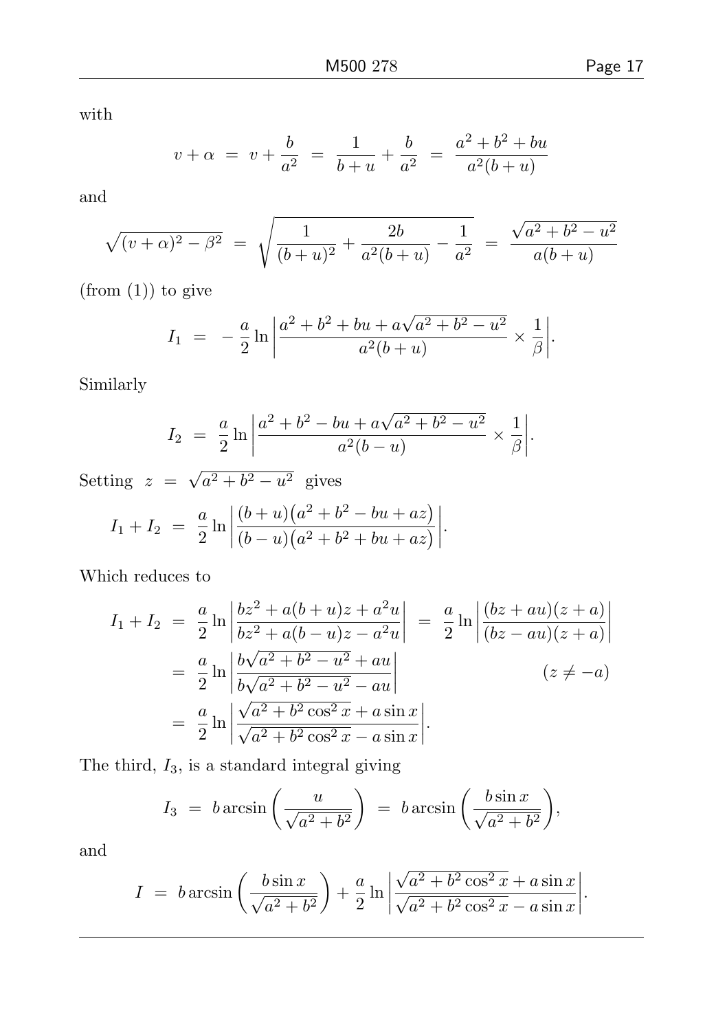with

$$v + \alpha \;=\; v + \frac{b}{a^2} \;=\; \frac{1}{b+u} + \frac{b}{a^2} \;=\; \frac{a^2+b^2+bu}{a^2(b+u)}$$

and

$$\sqrt{(v+\alpha)^2 - \beta^2} \;=\; \sqrt{\frac{1}{(b+u)^2} + \frac{2b}{a^2(b+u)} - \frac{1}{a^2}} \;=\; \frac{\sqrt{a^2+b^2-u^2}}{a(b+u)}$$

(from (1)) to give

$$I_1 \;=\; -\,\frac{a}{2}\ln\left|\frac{a^2+b^2+bu+a\sqrt{a^2+b^2-u^2}}{a^2(b+u)} \times \frac{1}{\beta}\right|.$$

Similarly

$$I_2 \;=\; \frac{a}{2}\ln\left|\frac{a^2+b^2-bu+a\sqrt{a^2+b^2-u^2}}{a^2(b-u)} \times \frac{1}{\beta}\right|.$$

Setting $z \;=\; \sqrt{a^2+b^2-u^2}$ gives

$$I_1 + I_2 \;=\; \frac{a}{2}\ln\left|\frac{(b+u)\big(a^2+b^2-bu+az\big)}{(b-u)\big(a^2+b^2+bu+az\big)}\right|.$$

Which reduces to

$$\begin{aligned}
I_1 + I_2 \;&=\; \frac{a}{2}\ln\left|\frac{bz^2+a(b+u)z+a^2u}{bz^2+a(b-u)z-a^2u}\right| \;=\; \frac{a}{2}\ln\left|\frac{(bz+au)(z+a)}{(bz-au)(z+a)}\right| \\
&=\; \frac{a}{2}\ln\left|\frac{b\sqrt{a^2+b^2-u^2}+au}{b\sqrt{a^2+b^2-u^2}-au}\right| \qquad\qquad (z \neq -a) \\
&=\; \frac{a}{2}\ln\left|\frac{\sqrt{a^2+b^2\cos^2 x}+a\sin x}{\sqrt{a^2+b^2\cos^2 x}-a\sin x}\right|.
\end{aligned}$$

The third, $I_3$, is a standard integral giving

$$I_3 \;=\; b\arcsin\left(\frac{u}{\sqrt{a^2+b^2}}\right) \;=\; b\arcsin\left(\frac{b\sin x}{\sqrt{a^2+b^2}}\right),$$

and

$$I \;=\; b\arcsin\left(\frac{b\sin x}{\sqrt{a^2+b^2}}\right) + \frac{a}{2}\ln\left|\frac{\sqrt{a^2+b^2\cos^2 x}+a\sin x}{\sqrt{a^2+b^2\cos^2 x}-a\sin x}\right|.$$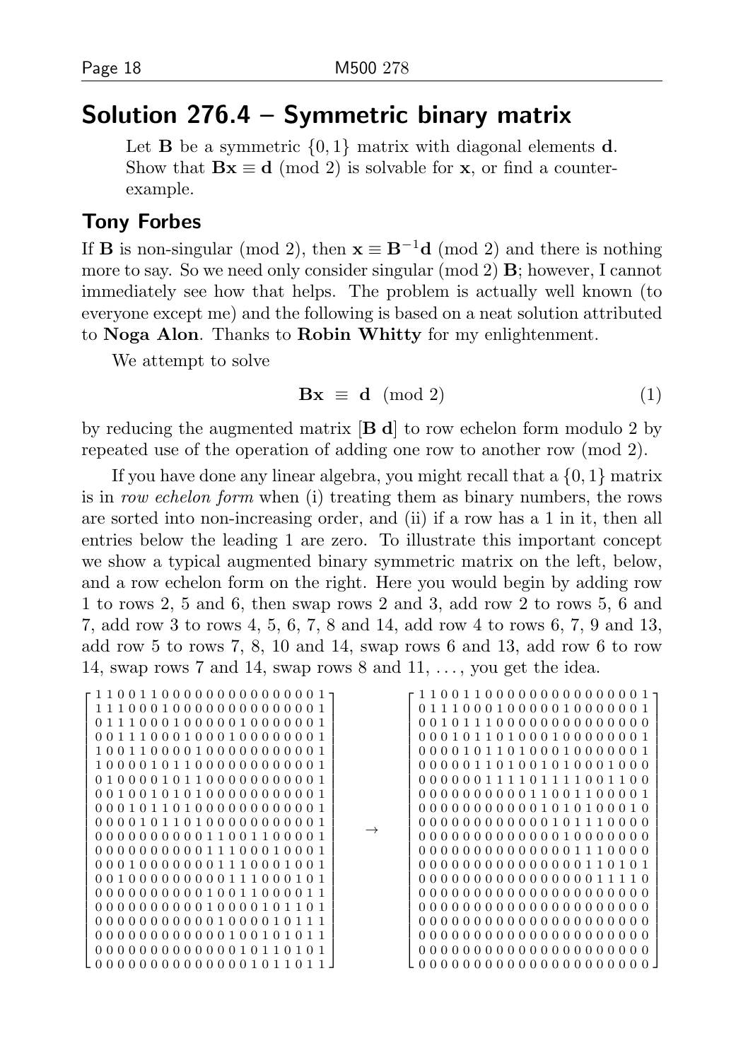## Solution 276.4 – Symmetric binary matrix

> Let $\mathbf{B}$ be a symmetric $\{0,1\}$ matrix with diagonal elements $\mathbf{d}$. Show that $\mathbf{Bx} \equiv \mathbf{d} \pmod 2$ is solvable for $\mathbf{x}$, or find a counter-example.

### Tony Forbes

If $\mathbf{B}$ is non-singular (mod 2), then $\mathbf{x} \equiv \mathbf{B}^{-1}\mathbf{d} \pmod 2$ and there is nothing more to say. So we need only consider singular (mod 2) $\mathbf{B}$; however, I cannot immediately see how that helps. The problem is actually well known (to everyone except me) and the following is based on a neat solution attributed to **Noga Alon**. Thanks to **Robin Whitty** for my enlightenment.

We attempt to solve

$$\mathbf{Bx} \;\equiv\; \mathbf{d} \pmod 2 \tag{1}$$

by reducing the augmented matrix $[\mathbf{B}\ \mathbf{d}]$ to row echelon form modulo 2 by repeated use of the operation of adding one row to another row (mod 2).

If you have done any linear algebra, you might recall that a $\{0,1\}$ matrix is in *row echelon form* when (i) treating them as binary numbers, the rows are sorted into non-increasing order, and (ii) if a row has a 1 in it, then all entries below the leading 1 are zero. To illustrate this important concept we show a typical augmented binary symmetric matrix on the left, below, and a row echelon form on the right. Here you would begin by adding row 1 to rows 2, 5 and 6, then swap rows 2 and 3, add row 2 to rows 5, 6 and 7, add row 3 to rows 4, 5, 6, 7, 8 and 14, add row 4 to rows 6, 7, 9 and 13, add row 5 to rows 7, 8, 10 and 14, swap rows 6 and 13, add row 6 to row 14, swap rows 7 and 14, swap rows 8 and 11, ..., you get the idea.

```
1 1 0 0 1 1 0 0 0 0 0 0 0 0 0 0 0 0 0 0 0 1        1 1 0 0 1 1 0 0 0 0 0 0 0 0 0 0 0 0 0 0 0 1
1 1 1 0 0 0 1 0 0 0 0 0 0 0 0 0 0 0 0 0 0 1        0 1 1 1 0 0 0 1 0 0 0 0 0 0 1 0 0 0 0 0 0 1
0 1 1 1 0 0 0 1 0 0 0 0 0 1 0 0 0 0 0 0 0 1        0 0 1 0 1 1 1 0 0 0 0 0 0 0 0 0 0 0 0 0 0 0
0 0 1 1 1 0 0 0 1 0 0 0 1 0 0 0 0 0 0 0 0 1        0 0 0 1 0 1 1 1 0 1 0 0 0 1 0 0 0 0 0 0 0 1
1 0 0 1 1 0 0 0 0 1 0 0 0 0 0 0 0 0 0 0 0 1        0 0 0 0 1 0 1 1 0 1 0 0 0 1 0 0 0 0 0 0 0 1
1 0 0 0 0 1 0 1 1 0 0 0 0 0 0 0 0 0 0 0 0 1        0 0 0 0 0 1 1 0 1 0 0 1 0 1 0 0 0 1 0 0 0 0
0 1 0 0 0 0 1 0 1 1 0 0 0 0 0 0 0 0 0 0 0 1        0 0 0 0 0 0 1 1 1 1 0 1 1 1 1 0 0 1 1 0 0 0
0 0 1 0 0 1 0 1 0 1 0 0 0 0 0 0 0 0 0 0 0 1        0 0 0 0 0 0 0 0 0 0 0 1 1 0 0 1 1 0 0 0 0 1
0 0 0 1 0 1 1 0 1 0 0 0 0 0 0 0 0 0 0 0 0 1        0 0 0 0 0 0 0 0 0 0 0 0 1 0 1 0 1 0 0 0 1 0
0 0 0 0 1 0 1 1 0 1 0 0 0 0 0 0 0 0 0 0 0 1        0 0 0 0 0 0 0 0 0 0 0 0 0 1 0 1 1 1 0 0 0 0
0 0 0 0 0 0 0 0 0 0 1 1 0 0 1 1 0 0 0 0 0 1   →    0 0 0 0 0 0 0 0 0 0 0 0 0 0 1 0 0 0 0 0 0 0
0 0 0 0 0 0 0 0 0 0 1 1 1 0 0 0 1 0 0 0 0 1        0 0 0 0 0 0 0 0 0 0 0 0 0 0 0 1 1 1 0 0 0 0
0 0 0 1 0 0 0 0 0 0 0 1 1 1 0 0 0 1 0 0 0 1        0 0 0 0 0 0 0 0 0 0 0 0 0 0 0 0 1 1 0 1 0 1
0 0 1 0 0 0 0 0 0 0 0 0 1 1 1 0 0 0 1 0 0 1        0 0 0 0 0 0 0 0 0 0 0 0 0 0 0 0 0 1 1 1 1 0
0 0 0 0 0 0 0 0 0 0 1 0 0 1 1 0 0 0 0 0 1 1        0 0 0 0 0 0 0 0 0 0 0 0 0 0 0 0 0 0 0 0 0 0
0 0 0 0 0 0 0 0 0 0 1 0 0 0 0 1 0 1 1 0 1 1        0 0 0 0 0 0 0 0 0 0 0 0 0 0 0 0 0 0 0 0 0 0
0 0 0 0 0 0 0 0 0 0 0 1 0 0 0 0 1 0 1 1 1 1        0 0 0 0 0 0 0 0 0 0 0 0 0 0 0 0 0 0 0 0 0 0
0 0 0 0 0 0 0 0 0 0 0 0 1 0 0 0 0 1 0 1 1 1        0 0 0 0 0 0 0 0 0 0 0 0 0 0 0 0 0 0 0 0 0 0
0 0 0 0 0 0 0 0 0 0 0 0 0 1 0 0 1 0 1 0 1 1        0 0 0 0 0 0 0 0 0 0 0 0 0 0 0 0 0 0 0 0 0 0
0 0 0 0 0 0 0 0 0 0 0 0 0 0 1 0 1 1 0 1 0 1        0 0 0 0 0 0 0 0 0 0 0 0 0 0 0 0 0 0 0 0 0 0
0 0 0 0 0 0 0 0 0 0 0 0 0 0 0 1 0 1 1 0 1 1        0 0 0 0 0 0 0 0 0 0 0 0 0 0 0 0 0 0 0 0 0 0
```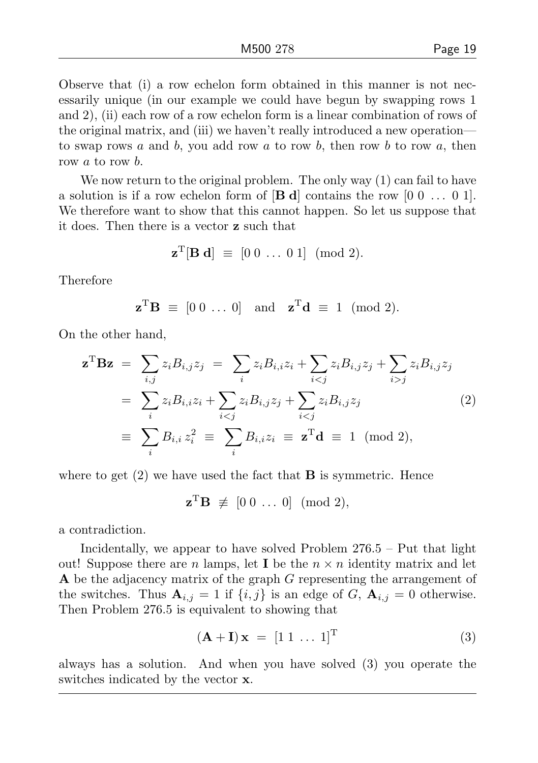Observe that (i) a row echelon form obtained in this manner is not necessarily unique (in our example we could have begun by swapping rows 1 and 2), (ii) each row of a row echelon form is a linear combination of rows of the original matrix, and (iii) we haven't really introduced a new operation—to swap rows $a$ and $b$, you add row $a$ to row $b$, then row $b$ to row $a$, then row $a$ to row $b$.

We now return to the original problem. The only way (1) can fail to have a solution is if a row echelon form of $[\mathbf{B}\ \mathbf{d}]$ contains the row $[0\ 0\ \ldots\ 0\ 1]$. We therefore want to show that this cannot happen. So let us suppose that it does. Then there is a vector $\mathbf{z}$ such that

$$\mathbf{z}^{\mathrm{T}}[\mathbf{B}\ \mathbf{d}] \ \equiv\ [0\ 0\ \ldots\ 0\ 1] \pmod 2.$$

Therefore

$$\mathbf{z}^{\mathrm{T}}\mathbf{B} \ \equiv\ [0\ 0\ \ldots\ 0] \quad \text{and} \quad \mathbf{z}^{\mathrm{T}}\mathbf{d} \ \equiv\ 1 \pmod 2.$$

On the other hand,

$$\begin{aligned}
\mathbf{z}^{\mathrm{T}}\mathbf{B}\mathbf{z} \ &=\ \sum_{i,j} z_i B_{i,j} z_j \ =\ \sum_i z_i B_{i,i} z_i + \sum_{i<j} z_i B_{i,j} z_j + \sum_{i>j} z_i B_{i,j} z_j \\
&=\ \sum_i z_i B_{i,i} z_i + \sum_{i<j} z_i B_{i,j} z_j + \sum_{i<j} z_i B_{i,j} z_j \qquad (2) \\
&\equiv\ \sum_i B_{i,i}\, z_i^2 \ \equiv\ \sum_i B_{i,i} z_i \ \equiv\ \mathbf{z}^{\mathrm{T}}\mathbf{d} \ \equiv\ 1 \pmod 2,
\end{aligned}$$

where to get (2) we have used the fact that $\mathbf{B}$ is symmetric. Hence

$$\mathbf{z}^{\mathrm{T}}\mathbf{B} \ \not\equiv\ [0\ 0\ \ldots\ 0] \pmod 2,$$

a contradiction.

Incidentally, we appear to have solved Problem 276.5 – Put that light out! Suppose there are $n$ lamps, let $\mathbf{I}$ be the $n \times n$ identity matrix and let $\mathbf{A}$ be the adjacency matrix of the graph $G$ representing the arrangement of the switches. Thus $\mathbf{A}_{i,j} = 1$ if $\{i, j\}$ is an edge of $G$, $\mathbf{A}_{i,j} = 0$ otherwise. Then Problem 276.5 is equivalent to showing that

$$(\mathbf{A} + \mathbf{I})\,\mathbf{x} \ =\ [1\ 1\ \ldots\ 1]^{\mathrm{T}} \qquad (3)$$

always has a solution. And when you have solved (3) you operate the switches indicated by the vector $\mathbf{x}$.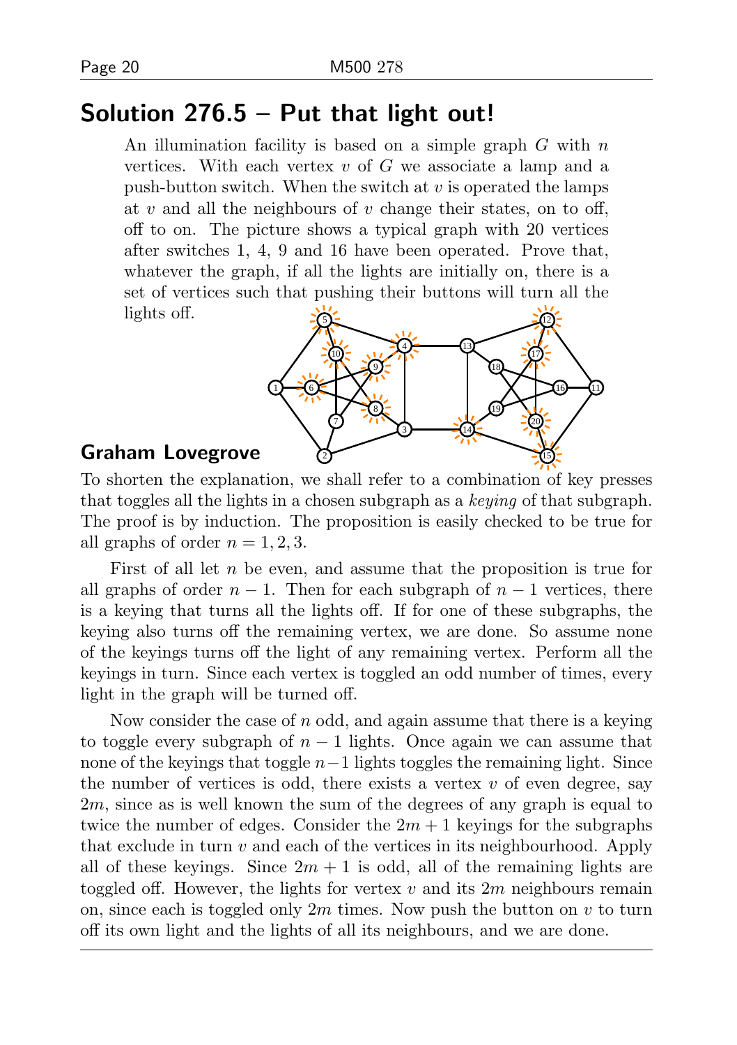## Solution 276.5 – Put that light out!

> An illumination facility is based on a simple graph $G$ with $n$ vertices. With each vertex $v$ of $G$ we associate a lamp and a push-button switch. When the switch at $v$ is operated the lamps at $v$ and all the neighbours of $v$ change their states, on to off, off to on. The picture shows a typical graph with 20 vertices after switches 1, 4, 9 and 16 have been operated. Prove that, whatever the graph, if all the lights are initially on, there is a set of vertices such that pushing their buttons will turn all the lights off.

### Graham Lovegrove

To shorten the explanation, we shall refer to a combination of key presses that toggles all the lights in a chosen subgraph as a *keying* of that subgraph. The proof is by induction. The proposition is easily checked to be true for all graphs of order $n = 1, 2, 3$.

First of all let $n$ be even, and assume that the proposition is true for all graphs of order $n - 1$. Then for each subgraph of $n - 1$ vertices, there is a keying that turns all the lights off. If for one of these subgraphs, the keying also turns off the remaining vertex, we are done. So assume none of the keyings turns off the light of any remaining vertex. Perform all the keyings in turn. Since each vertex is toggled an odd number of times, every light in the graph will be turned off.

Now consider the case of $n$ odd, and again assume that there is a keying to toggle every subgraph of $n - 1$ lights. Once again we can assume that none of the keyings that toggle $n-1$ lights toggles the remaining light. Since the number of vertices is odd, there exists a vertex $v$ of even degree, say $2m$, since as is well known the sum of the degrees of any graph is equal to twice the number of edges. Consider the $2m + 1$ keyings for the subgraphs that exclude in turn $v$ and each of the vertices in its neighbourhood. Apply all of these keyings. Since $2m + 1$ is odd, all of the remaining lights are toggled off. However, the lights for vertex $v$ and its $2m$ neighbours remain on, since each is toggled only $2m$ times. Now push the button on $v$ to turn off its own light and the lights of all its neighbours, and we are done.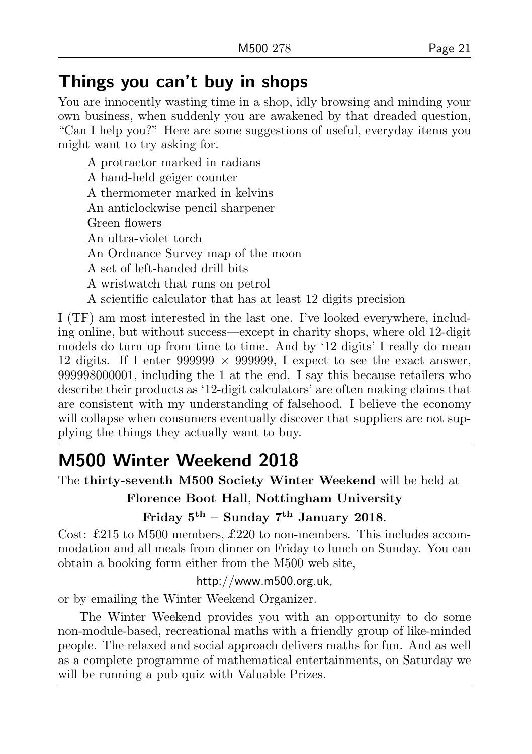## Things you can't buy in shops

You are innocently wasting time in a shop, idly browsing and minding your own business, when suddenly you are awakened by that dreaded question, "Can I help you?" Here are some suggestions of useful, everyday items you might want to try asking for.

- A protractor marked in radians
- A hand-held geiger counter
- A thermometer marked in kelvins
- An anticlockwise pencil sharpener
- Green flowers
- An ultra-violet torch
- An Ordnance Survey map of the moon
- A set of left-handed drill bits
- A wristwatch that runs on petrol
- A scientific calculator that has at least 12 digits precision

I (TF) am most interested in the last one. I've looked everywhere, including online, but without success—except in charity shops, where old 12-digit models do turn up from time to time. And by '12 digits' I really do mean 12 digits. If I enter $999999 \times 999999$, I expect to see the exact answer, 999998000001, including the 1 at the end. I say this because retailers who describe their products as '12-digit calculators' are often making claims that are consistent with my understanding of falsehood. I believe the economy will collapse when consumers eventually discover that suppliers are not supplying the things they actually want to buy.

## M500 Winter Weekend 2018

The **thirty-seventh M500 Society Winter Weekend** will be held at

**Florence Boot Hall**, **Nottingham University**

**Friday 5th – Sunday 7th January 2018**.

Cost: £215 to M500 members, £220 to non-members. This includes accommodation and all meals from dinner on Friday to lunch on Sunday. You can obtain a booking form either from the M500 web site,

http://www.m500.org.uk,

or by emailing the Winter Weekend Organizer.

The Winter Weekend provides you with an opportunity to do some non-module-based, recreational maths with a friendly group of like-minded people. The relaxed and social approach delivers maths for fun. And as well as a complete programme of mathematical entertainments, on Saturday we will be running a pub quiz with Valuable Prizes.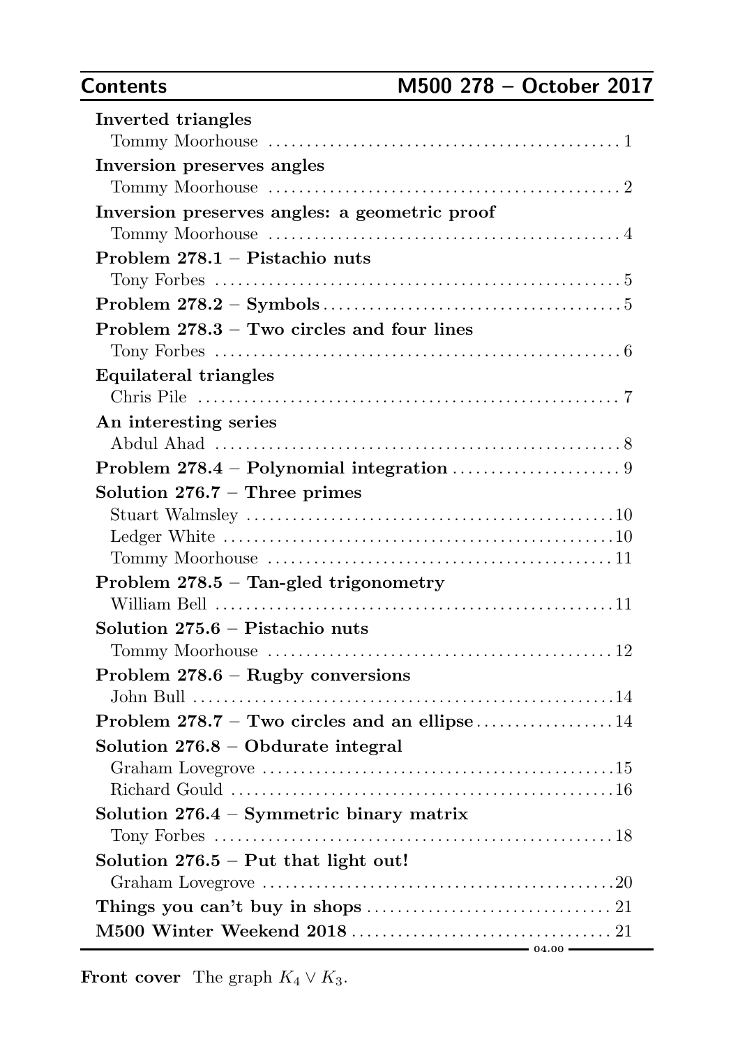## Contents — M500 278 – October 2017

**Inverted triangles**
Tommy Moorhouse ........................................ 1

**Inversion preserves angles**
Tommy Moorhouse ........................................ 2

**Inversion preserves angles: a geometric proof**
Tommy Moorhouse ........................................ 4

**Problem 278.1 – Pistachio nuts**
Tony Forbes ........................................ 5

**Problem 278.2 – Symbols** ........................................ 5

**Problem 278.3 – Two circles and four lines**
Tony Forbes ........................................ 6

**Equilateral triangles**
Chris Pile ........................................ 7

**An interesting series**
Abdul Ahad ........................................ 8

**Problem 278.4 – Polynomial integration** ........................................ 9

**Solution 276.7 – Three primes**
Stuart Walmsley ........................................ 10
Ledger White ........................................ 10
Tommy Moorhouse ........................................ 11

**Problem 278.5 – Tan-gled trigonometry**
William Bell ........................................ 11

**Solution 275.6 – Pistachio nuts**
Tommy Moorhouse ........................................ 12

**Problem 278.6 – Rugby conversions**
John Bull ........................................ 14

**Problem 278.7 – Two circles and an ellipse** ........................................ 14

**Solution 276.8 – Obdurate integral**
Graham Lovegrove ........................................ 15
Richard Gould ........................................ 16

**Solution 276.4 – Symmetric binary matrix**
Tony Forbes ........................................ 18

**Solution 276.5 – Put that light out!**
Graham Lovegrove ........................................ 20

**Things you can't buy in shops** ........................................ 21

**M500 Winter Weekend 2018** ........................................ 21

04.00

**Front cover** The graph $K_4 \vee K_3$.